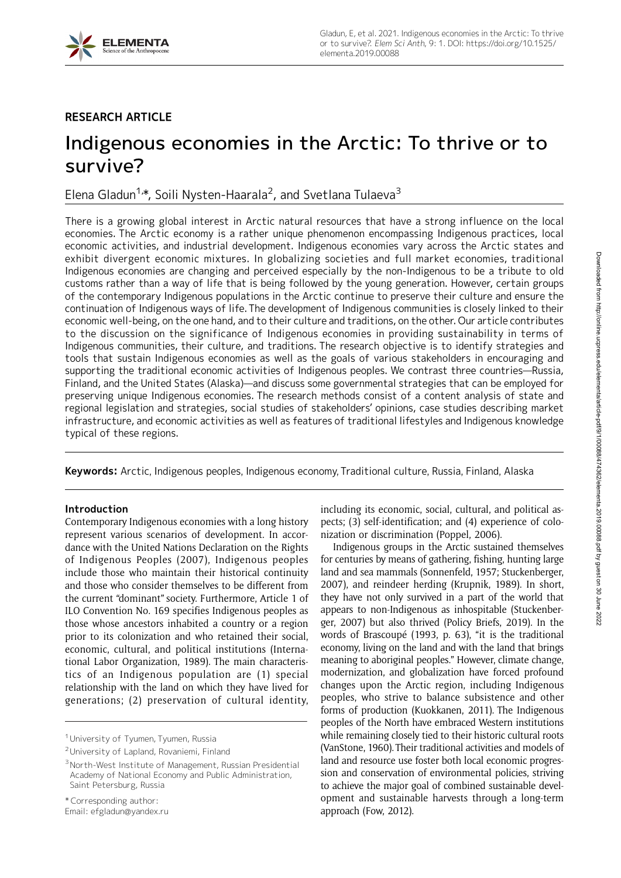RESEARCH ARTICLE

# Indigenous economies in the Arctic: To thrive or to survive?

Elena Gladun[1,*], Soili Nysten-Haarala[2], and Svetlana Tulaeva[3]

There is a growing global interest in Arctic natural resources that have a strong influence on the local economies. The Arctic economy is a rather unique phenomenon encompassing Indigenous practices, local economic activities, and industrial development. Indigenous economies vary across the Arctic states and exhibit divergent economic mixtures. In globalizing societies and full market economies, traditional Indigenous economies are changing and perceived especially by the non-Indigenous to be a tribute to old customs rather than a way of life that is being followed by the young generation. However, certain groups of the contemporary Indigenous populations in the Arctic continue to preserve their culture and ensure the continuation of Indigenous ways of life. The development of Indigenous communities is closely linked to their economic well-being, on the one hand, and to their culture and traditions, on the other. Our article contributes to the discussion on the significance of Indigenous economies in providing sustainability in terms of Indigenous communities, their culture, and traditions. The research objective is to identify strategies and tools that sustain Indigenous economies as well as the goals of various stakeholders in encouraging and supporting the traditional economic activities of Indigenous peoples. We contrast three countries—Russia, Finland, and the United States (Alaska)—and discuss some governmental strategies that can be employed for preserving unique Indigenous economies. The research methods consist of a content analysis of state and regional legislation and strategies, social studies of stakeholders' opinions, case studies describing market infrastructure, and economic activities as well as features of traditional lifestyles and Indigenous knowledge typical of these regions.

**Keywords:** Arctic, Indigenous peoples, Indigenous economy, Traditional culture, Russia, Finland, Alaska

## Introduction

Contemporary Indigenous economies with a long history represent various scenarios of development. In accordance with the United Nations Declaration on the Rights of Indigenous Peoples (2007), Indigenous peoples include those who maintain their historical continuity and those who consider themselves to be different from the current "dominant" society. Furthermore, Article 1 of ILO Convention No. 169 specifies Indigenous peoples as those whose ancestors inhabited a country or a region prior to its colonization and who retained their social, economic, cultural, and political institutions (International Labor Organization, 1989). The main characteristics of an Indigenous population are (1) special relationship with the land on which they have lived for generations; (2) preservation of cultural identity, including its economic, social, cultural, and political aspects; (3) self-identification; and (4) experience of colonization or discrimination (Poppel, 2006).

Indigenous groups in the Arctic sustained themselves for centuries by means of gathering, fishing, hunting large land and sea mammals (Sonnenfeld, 1957; Stuckenberger, 2007), and reindeer herding (Krupnik, 1989). In short, they have not only survived in a part of the world that appears to non-Indigenous as inhospitable (Stuckenberger, 2007) but also thrived (Policy Briefs, 2019). In the words of Brascoupé (1993, p. 63), "it is the traditional economy, living on the land and with the land that brings meaning to aboriginal peoples." However, climate change, modernization, and globalization have forced profound changes upon the Arctic region, including Indigenous peoples, who strive to balance subsistence and other forms of production (Kuokkanen, 2011). The Indigenous peoples of the North have embraced Western institutions while remaining closely tied to their historic cultural roots (VanStone, 1960). Their traditional activities and models of land and resource use foster both local economic progression and conservation of environmental policies, striving to achieve the major goal of combined sustainable development and sustainable harvests through a long-term approach (Fow, 2012).

[1] University of Tyumen, Tyumen, Russia

[2] University of Lapland, Rovaniemi, Finland

[3] North-West Institute of Management, Russian Presidential Academy of National Economy and Public Administration, Saint Petersburg, Russia

* Corresponding author:
Email: efgladun@yandex.ru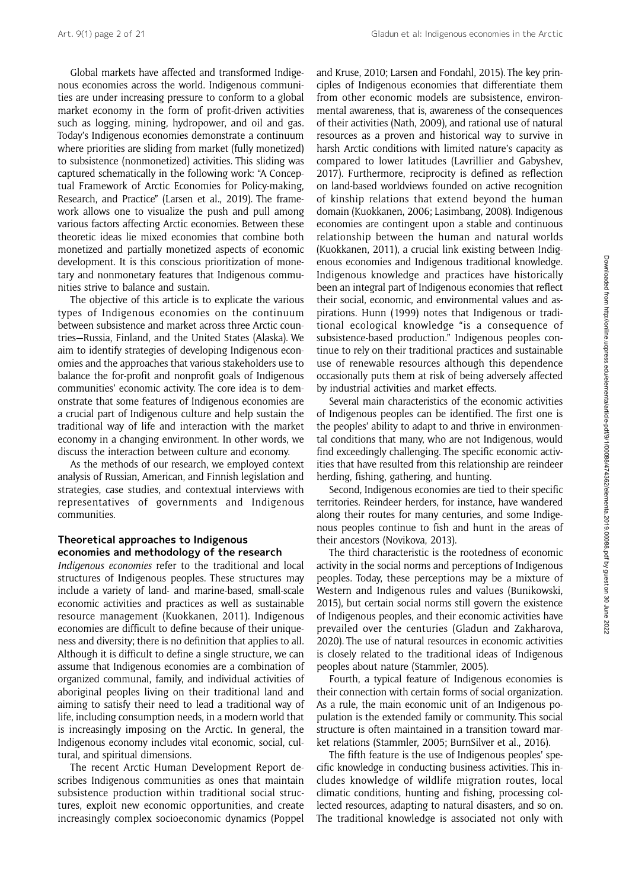Global markets have affected and transformed Indigenous economies across the world. Indigenous communities are under increasing pressure to conform to a global market economy in the form of profit-driven activities such as logging, mining, hydropower, and oil and gas. Today's Indigenous economies demonstrate a continuum where priorities are sliding from market (fully monetized) to subsistence (nonmonetized) activities. This sliding was captured schematically in the following work: "A Conceptual Framework of Arctic Economies for Policy-making, Research, and Practice" (Larsen et al., 2019). The framework allows one to visualize the push and pull among various factors affecting Arctic economies. Between these theoretic ideas lie mixed economies that combine both monetized and partially monetized aspects of economic development. It is this conscious prioritization of monetary and nonmonetary features that Indigenous communities strive to balance and sustain.

The objective of this article is to explicate the various types of Indigenous economies on the continuum between subsistence and market across three Arctic countries—Russia, Finland, and the United States (Alaska). We aim to identify strategies of developing Indigenous economies and the approaches that various stakeholders use to balance the for-profit and nonprofit goals of Indigenous communities' economic activity. The core idea is to demonstrate that some features of Indigenous economies are a crucial part of Indigenous culture and help sustain the traditional way of life and interaction with the market economy in a changing environment. In other words, we discuss the interaction between culture and economy.

As the methods of our research, we employed context analysis of Russian, American, and Finnish legislation and strategies, case studies, and contextual interviews with representatives of governments and Indigenous communities.

## Theoretical approaches to Indigenous economies and methodology of the research

*Indigenous economies* refer to the traditional and local structures of Indigenous peoples. These structures may include a variety of land- and marine-based, small-scale economic activities and practices as well as sustainable resource management (Kuokkanen, 2011). Indigenous economies are difficult to define because of their uniqueness and diversity; there is no definition that applies to all. Although it is difficult to define a single structure, we can assume that Indigenous economies are a combination of organized communal, family, and individual activities of aboriginal peoples living on their traditional land and aiming to satisfy their need to lead a traditional way of life, including consumption needs, in a modern world that is increasingly imposing on the Arctic. In general, the Indigenous economy includes vital economic, social, cultural, and spiritual dimensions.

The recent Arctic Human Development Report describes Indigenous communities as ones that maintain subsistence production within traditional social structures, exploit new economic opportunities, and create increasingly complex socioeconomic dynamics (Poppel and Kruse, 2010; Larsen and Fondahl, 2015). The key principles of Indigenous economies that differentiate them from other economic models are subsistence, environmental awareness, that is, awareness of the consequences of their activities (Nath, 2009), and rational use of natural resources as a proven and historical way to survive in harsh Arctic conditions with limited nature's capacity as compared to lower latitudes (Lavrillier and Gabyshev, 2017). Furthermore, reciprocity is defined as reflection on land-based worldviews founded on active recognition of kinship relations that extend beyond the human domain (Kuokkanen, 2006; Lasimbang, 2008). Indigenous economies are contingent upon a stable and continuous relationship between the human and natural worlds (Kuokkanen, 2011), a crucial link existing between Indigenous economies and Indigenous traditional knowledge. Indigenous knowledge and practices have historically been an integral part of Indigenous economies that reflect their social, economic, and environmental values and aspirations. Hunn (1999) notes that Indigenous or traditional ecological knowledge "is a consequence of subsistence-based production." Indigenous peoples continue to rely on their traditional practices and sustainable use of renewable resources although this dependence occasionally puts them at risk of being adversely affected by industrial activities and market effects.

Several main characteristics of the economic activities of Indigenous peoples can be identified. The first one is the peoples' ability to adapt to and thrive in environmental conditions that many, who are not Indigenous, would find exceedingly challenging. The specific economic activities that have resulted from this relationship are reindeer herding, fishing, gathering, and hunting.

Second, Indigenous economies are tied to their specific territories. Reindeer herders, for instance, have wandered along their routes for many centuries, and some Indigenous peoples continue to fish and hunt in the areas of their ancestors (Novikova, 2013).

The third characteristic is the rootedness of economic activity in the social norms and perceptions of Indigenous peoples. Today, these perceptions may be a mixture of Western and Indigenous rules and values (Bunikowski, 2015), but certain social norms still govern the existence of Indigenous peoples, and their economic activities have prevailed over the centuries (Gladun and Zakharova, 2020). The use of natural resources in economic activities is closely related to the traditional ideas of Indigenous peoples about nature (Stammler, 2005).

Fourth, a typical feature of Indigenous economies is their connection with certain forms of social organization. As a rule, the main economic unit of an Indigenous population is the extended family or community. This social structure is often maintained in a transition toward market relations (Stammler, 2005; BurnSilver et al., 2016).

The fifth feature is the use of Indigenous peoples' specific knowledge in conducting business activities. This includes knowledge of wildlife migration routes, local climatic conditions, hunting and fishing, processing collected resources, adapting to natural disasters, and so on. The traditional knowledge is associated not only with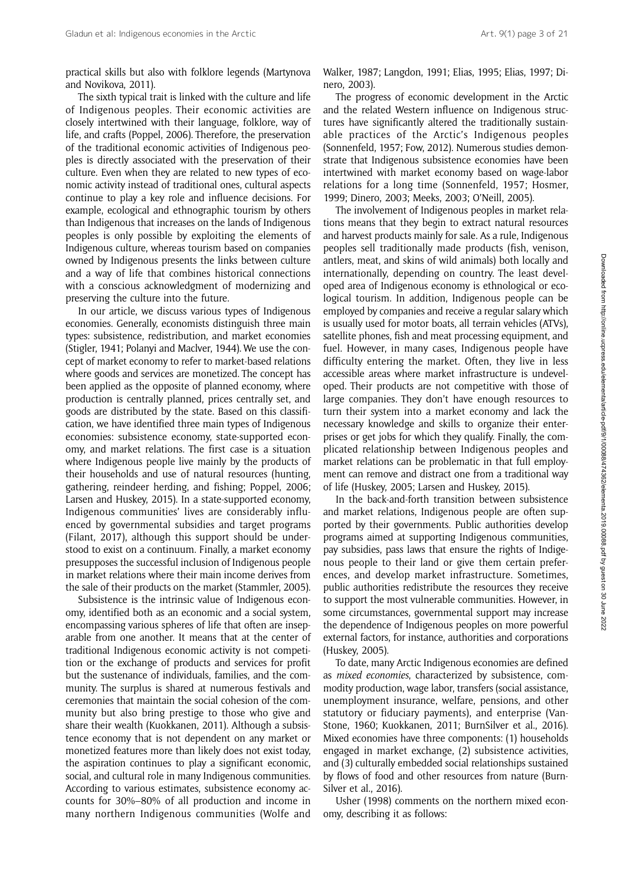practical skills but also with folklore legends (Martynova and Novikova, 2011).

The sixth typical trait is linked with the culture and life of Indigenous peoples. Their economic activities are closely intertwined with their language, folklore, way of life, and crafts (Poppel, 2006). Therefore, the preservation of the traditional economic activities of Indigenous peoples is directly associated with the preservation of their culture. Even when they are related to new types of economic activity instead of traditional ones, cultural aspects continue to play a key role and influence decisions. For example, ecological and ethnographic tourism by others than Indigenous that increases on the lands of Indigenous peoples is only possible by exploiting the elements of Indigenous culture, whereas tourism based on companies owned by Indigenous presents the links between culture and a way of life that combines historical connections with a conscious acknowledgment of modernizing and preserving the culture into the future.

In our article, we discuss various types of Indigenous economies. Generally, economists distinguish three main types: subsistence, redistribution, and market economies (Stigler, 1941; Polanyi and MacIver, 1944). We use the concept of market economy to refer to market-based relations where goods and services are monetized. The concept has been applied as the opposite of planned economy, where production is centrally planned, prices centrally set, and goods are distributed by the state. Based on this classification, we have identified three main types of Indigenous economies: subsistence economy, state-supported economy, and market relations. The first case is a situation where Indigenous people live mainly by the products of their households and use of natural resources (hunting, gathering, reindeer herding, and fishing; Poppel, 2006; Larsen and Huskey, 2015). In a state-supported economy, Indigenous communities' lives are considerably influenced by governmental subsidies and target programs (Filant, 2017), although this support should be understood to exist on a continuum. Finally, a market economy presupposes the successful inclusion of Indigenous people in market relations where their main income derives from the sale of their products on the market (Stammler, 2005).

Subsistence is the intrinsic value of Indigenous economy, identified both as an economic and a social system, encompassing various spheres of life that often are inseparable from one another. It means that at the center of traditional Indigenous economic activity is not competition or the exchange of products and services for profit but the sustenance of individuals, families, and the community. The surplus is shared at numerous festivals and ceremonies that maintain the social cohesion of the community but also bring prestige to those who give and share their wealth (Kuokkanen, 2011). Although a subsistence economy that is not dependent on any market or monetized features more than likely does not exist today, the aspiration continues to play a significant economic, social, and cultural role in many Indigenous communities. According to various estimates, subsistence economy accounts for 30%–80% of all production and income in many northern Indigenous communities (Wolfe and Walker, 1987; Langdon, 1991; Elias, 1995; Elias, 1997; Dinero, 2003).

The progress of economic development in the Arctic and the related Western influence on Indigenous structures have significantly altered the traditionally sustainable practices of the Arctic's Indigenous peoples (Sonnenfeld, 1957; Fow, 2012). Numerous studies demonstrate that Indigenous subsistence economies have been intertwined with market economy based on wage-labor relations for a long time (Sonnenfeld, 1957; Hosmer, 1999; Dinero, 2003; Meeks, 2003; O'Neill, 2005).

The involvement of Indigenous peoples in market relations means that they begin to extract natural resources and harvest products mainly for sale. As a rule, Indigenous peoples sell traditionally made products (fish, venison, antlers, meat, and skins of wild animals) both locally and internationally, depending on country. The least developed area of Indigenous economy is ethnological or ecological tourism. In addition, Indigenous people can be employed by companies and receive a regular salary which is usually used for motor boats, all terrain vehicles (ATVs), satellite phones, fish and meat processing equipment, and fuel. However, in many cases, Indigenous people have difficulty entering the market. Often, they live in less accessible areas where market infrastructure is undeveloped. Their products are not competitive with those of large companies. They don't have enough resources to turn their system into a market economy and lack the necessary knowledge and skills to organize their enterprises or get jobs for which they qualify. Finally, the complicated relationship between Indigenous peoples and market relations can be problematic in that full employment can remove and distract one from a traditional way of life (Huskey, 2005; Larsen and Huskey, 2015).

In the back-and-forth transition between subsistence and market relations, Indigenous people are often supported by their governments. Public authorities develop programs aimed at supporting Indigenous communities, pay subsidies, pass laws that ensure the rights of Indigenous people to their land or give them certain preferences, and develop market infrastructure. Sometimes, public authorities redistribute the resources they receive to support the most vulnerable communities. However, in some circumstances, governmental support may increase the dependence of Indigenous peoples on more powerful external factors, for instance, authorities and corporations (Huskey, 2005).

To date, many Arctic Indigenous economies are defined as *mixed economies*, characterized by subsistence, commodity production, wage labor, transfers (social assistance, unemployment insurance, welfare, pensions, and other statutory or fiduciary payments), and enterprise (VanStone, 1960; Kuokkanen, 2011; BurnSilver et al., 2016). Mixed economies have three components: (1) households engaged in market exchange, (2) subsistence activities, and (3) culturally embedded social relationships sustained by flows of food and other resources from nature (BurnSilver et al., 2016).

Usher (1998) comments on the northern mixed economy, describing it as follows: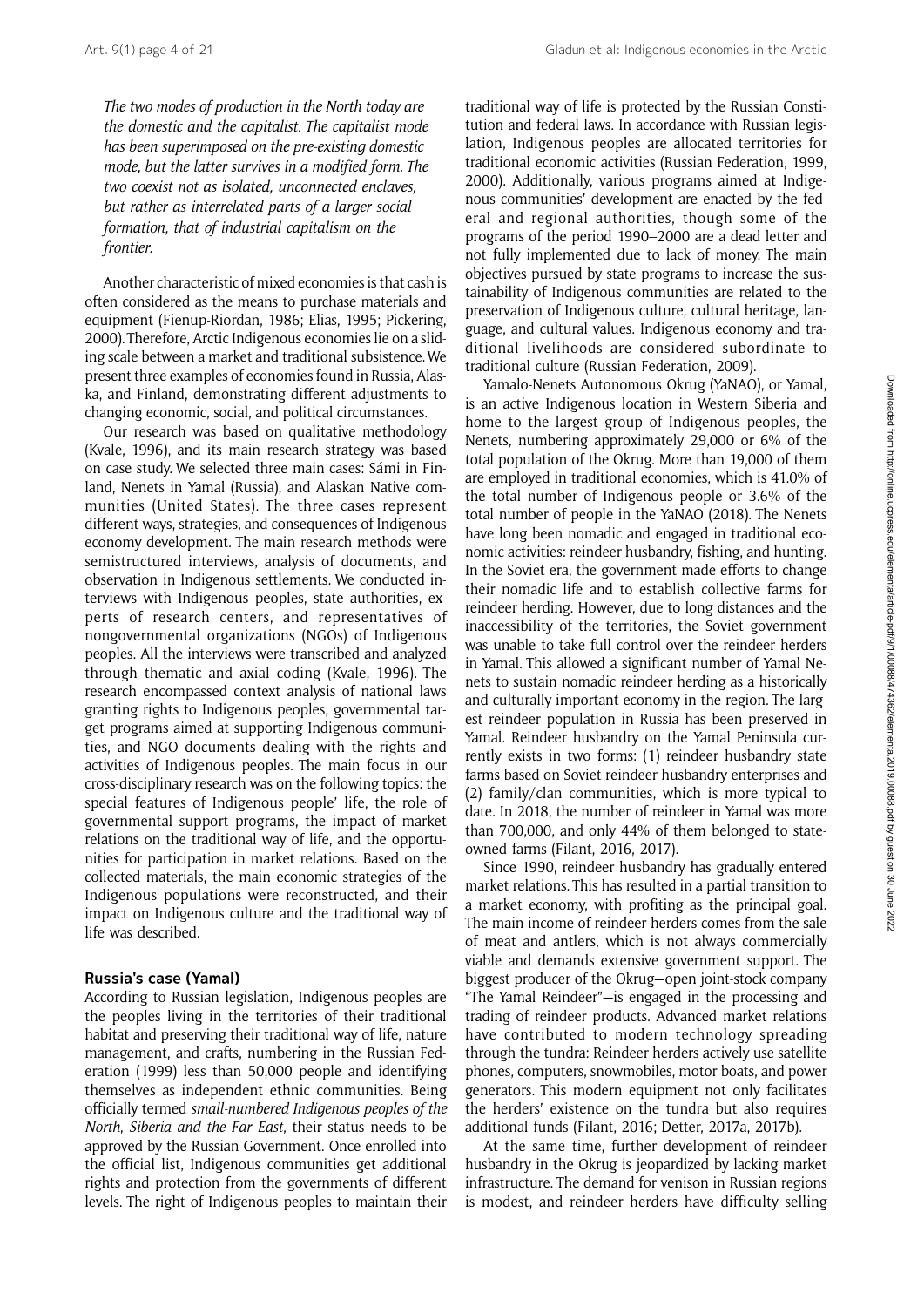*The two modes of production in the North today are the domestic and the capitalist. The capitalist mode has been superimposed on the pre-existing domestic mode, but the latter survives in a modified form. The two coexist not as isolated, unconnected enclaves, but rather as interrelated parts of a larger social formation, that of industrial capitalism on the frontier.*

Another characteristic of mixed economies is that cash is often considered as the means to purchase materials and equipment (Fienup-Riordan, 1986; Elias, 1995; Pickering, 2000). Therefore, Arctic Indigenous economies lie on a sliding scale between a market and traditional subsistence. We present three examples of economies found in Russia, Alaska, and Finland, demonstrating different adjustments to changing economic, social, and political circumstances.

Our research was based on qualitative methodology (Kvale, 1996), and its main research strategy was based on case study. We selected three main cases: Sámi in Finland, Nenets in Yamal (Russia), and Alaskan Native communities (United States). The three cases represent different ways, strategies, and consequences of Indigenous economy development. The main research methods were semistructured interviews, analysis of documents, and observation in Indigenous settlements. We conducted interviews with Indigenous peoples, state authorities, experts of research centers, and representatives of nongovernmental organizations (NGOs) of Indigenous peoples. All the interviews were transcribed and analyzed through thematic and axial coding (Kvale, 1996). The research encompassed context analysis of national laws granting rights to Indigenous peoples, governmental target programs aimed at supporting Indigenous communities, and NGO documents dealing with the rights and activities of Indigenous peoples. The main focus in our cross-disciplinary research was on the following topics: the special features of Indigenous people' life, the role of governmental support programs, the impact of market relations on the traditional way of life, and the opportunities for participation in market relations. Based on the collected materials, the main economic strategies of the Indigenous populations were reconstructed, and their impact on Indigenous culture and the traditional way of life was described.

## Russia's case (Yamal)

According to Russian legislation, Indigenous peoples are the peoples living in the territories of their traditional habitat and preserving their traditional way of life, nature management, and crafts, numbering in the Russian Federation (1999) less than 50,000 people and identifying themselves as independent ethnic communities. Being officially termed *small-numbered Indigenous peoples of the North, Siberia and the Far East*, their status needs to be approved by the Russian Government. Once enrolled into the official list, Indigenous communities get additional rights and protection from the governments of different levels. The right of Indigenous peoples to maintain their traditional way of life is protected by the Russian Constitution and federal laws. In accordance with Russian legislation, Indigenous peoples are allocated territories for traditional economic activities (Russian Federation, 1999, 2000). Additionally, various programs aimed at Indigenous communities' development are enacted by the federal and regional authorities, though some of the programs of the period 1990–2000 are a dead letter and not fully implemented due to lack of money. The main objectives pursued by state programs to increase the sustainability of Indigenous communities are related to the preservation of Indigenous culture, cultural heritage, language, and cultural values. Indigenous economy and traditional livelihoods are considered subordinate to traditional culture (Russian Federation, 2009).

Yamalo-Nenets Autonomous Okrug (YaNAO), or Yamal, is an active Indigenous location in Western Siberia and home to the largest group of Indigenous peoples, the Nenets, numbering approximately 29,000 or 6% of the total population of the Okrug. More than 19,000 of them are employed in traditional economies, which is 41.0% of the total number of Indigenous people or 3.6% of the total number of people in the YaNAO (2018). The Nenets have long been nomadic and engaged in traditional economic activities: reindeer husbandry, fishing, and hunting. In the Soviet era, the government made efforts to change their nomadic life and to establish collective farms for reindeer herding. However, due to long distances and the inaccessibility of the territories, the Soviet government was unable to take full control over the reindeer herders in Yamal. This allowed a significant number of Yamal Nenets to sustain nomadic reindeer herding as a historically and culturally important economy in the region. The largest reindeer population in Russia has been preserved in Yamal. Reindeer husbandry on the Yamal Peninsula currently exists in two forms: (1) reindeer husbandry state farms based on Soviet reindeer husbandry enterprises and (2) family/clan communities, which is more typical to date. In 2018, the number of reindeer in Yamal was more than 700,000, and only 44% of them belonged to state-owned farms (Filant, 2016, 2017).

Since 1990, reindeer husbandry has gradually entered market relations. This has resulted in a partial transition to a market economy, with profiting as the principal goal. The main income of reindeer herders comes from the sale of meat and antlers, which is not always commercially viable and demands extensive government support. The biggest producer of the Okrug—open joint-stock company "The Yamal Reindeer"—is engaged in the processing and trading of reindeer products. Advanced market relations have contributed to modern technology spreading through the tundra: Reindeer herders actively use satellite phones, computers, snowmobiles, motor boats, and power generators. This modern equipment not only facilitates the herders' existence on the tundra but also requires additional funds (Filant, 2016; Detter, 2017a, 2017b).

At the same time, further development of reindeer husbandry in the Okrug is jeopardized by lacking market infrastructure. The demand for venison in Russian regions is modest, and reindeer herders have difficulty selling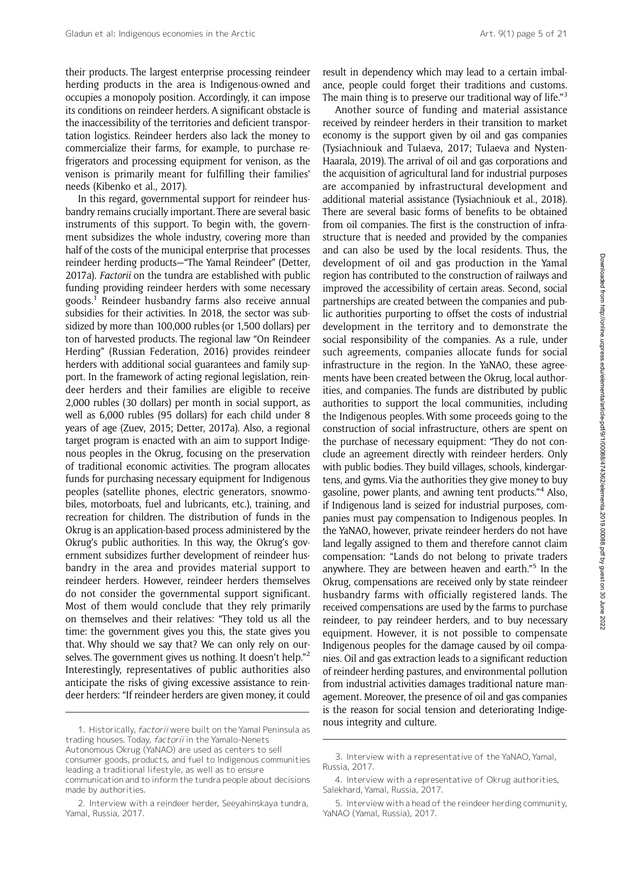their products. The largest enterprise processing reindeer herding products in the area is Indigenous-owned and occupies a monopoly position. Accordingly, it can impose its conditions on reindeer herders. A significant obstacle is the inaccessibility of the territories and deficient transportation logistics. Reindeer herders also lack the money to commercialize their farms, for example, to purchase refrigerators and processing equipment for venison, as the venison is primarily meant for fulfilling their families' needs (Kibenko et al., 2017).

In this regard, governmental support for reindeer husbandry remains crucially important. There are several basic instruments of this support. To begin with, the government subsidizes the whole industry, covering more than half of the costs of the municipal enterprise that processes reindeer herding products—"The Yamal Reindeer" (Detter, 2017a). *Factorii* on the tundra are established with public funding providing reindeer herders with some necessary goods.[1] Reindeer husbandry farms also receive annual subsidies for their activities. In 2018, the sector was subsidized by more than 100,000 rubles (or 1,500 dollars) per ton of harvested products. The regional law "On Reindeer Herding" (Russian Federation, 2016) provides reindeer herders with additional social guarantees and family support. In the framework of acting regional legislation, reindeer herders and their families are eligible to receive 2,000 rubles (30 dollars) per month in social support, as well as 6,000 rubles (95 dollars) for each child under 8 years of age (Zuev, 2015; Detter, 2017a). Also, a regional target program is enacted with an aim to support Indigenous peoples in the Okrug, focusing on the preservation of traditional economic activities. The program allocates funds for purchasing necessary equipment for Indigenous peoples (satellite phones, electric generators, snowmobiles, motorboats, fuel and lubricants, etc.), training, and recreation for children. The distribution of funds in the Okrug is an application-based process administered by the Okrug's public authorities. In this way, the Okrug's government subsidizes further development of reindeer husbandry in the area and provides material support to reindeer herders. However, reindeer herders themselves do not consider the governmental support significant. Most of them would conclude that they rely primarily on themselves and their relatives: "They told us all the time: the government gives you this, the state gives you that. Why should we say that? We can only rely on ourselves. The government gives us nothing. It doesn't help."[2] Interestingly, representatives of public authorities also anticipate the risks of giving excessive assistance to reindeer herders: "If reindeer herders are given money, it could result in dependency which may lead to a certain imbalance, people could forget their traditions and customs. The main thing is to preserve our traditional way of life."[3]

Another source of funding and material assistance received by reindeer herders in their transition to market economy is the support given by oil and gas companies (Tysiachniouk and Tulaeva, 2017; Tulaeva and Nysten-Haarala, 2019). The arrival of oil and gas corporations and the acquisition of agricultural land for industrial purposes are accompanied by infrastructural development and additional material assistance (Tysiachniouk et al., 2018). There are several basic forms of benefits to be obtained from oil companies. The first is the construction of infrastructure that is needed and provided by the companies and can also be used by the local residents. Thus, the development of oil and gas production in the Yamal region has contributed to the construction of railways and improved the accessibility of certain areas. Second, social partnerships are created between the companies and public authorities purporting to offset the costs of industrial development in the territory and to demonstrate the social responsibility of the companies. As a rule, under such agreements, companies allocate funds for social infrastructure in the region. In the YaNAO, these agreements have been created between the Okrug, local authorities, and companies. The funds are distributed by public authorities to support the local communities, including the Indigenous peoples. With some proceeds going to the construction of social infrastructure, others are spent on the purchase of necessary equipment: "They do not conclude an agreement directly with reindeer herders. Only with public bodies. They build villages, schools, kindergartens, and gyms. Via the authorities they give money to buy gasoline, power plants, and awning tent products."[4] Also, if Indigenous land is seized for industrial purposes, companies must pay compensation to Indigenous peoples. In the YaNAO, however, private reindeer herders do not have land legally assigned to them and therefore cannot claim compensation: "Lands do not belong to private traders anywhere. They are between heaven and earth."[5] In the Okrug, compensations are received only by state reindeer husbandry farms with officially registered lands. The received compensations are used by the farms to purchase reindeer, to pay reindeer herders, and to buy necessary equipment. However, it is not possible to compensate Indigenous peoples for the damage caused by oil companies. Oil and gas extraction leads to a significant reduction of reindeer herding pastures, and environmental pollution from industrial activities damages traditional nature management. Moreover, the presence of oil and gas companies is the reason for social tension and deteriorating Indigenous integrity and culture.

---

1. Historically, *factorii* were built on the Yamal Peninsula as trading houses. Today, *factorii* in the Yamalo-Nenets Autonomous Okrug (YaNAO) are used as centers to sell consumer goods, products, and fuel to Indigenous communities leading a traditional lifestyle, as well as to ensure communication and to inform the tundra people about decisions made by authorities.

2. Interview with a reindeer herder, Seeyahinskaya tundra, Yamal, Russia, 2017.

3. Interview with a representative of the YaNAO, Yamal, Russia, 2017.

4. Interview with a representative of Okrug authorities, Salekhard, Yamal, Russia, 2017.

5. Interview with a head of the reindeer herding community, YaNAO (Yamal, Russia), 2017.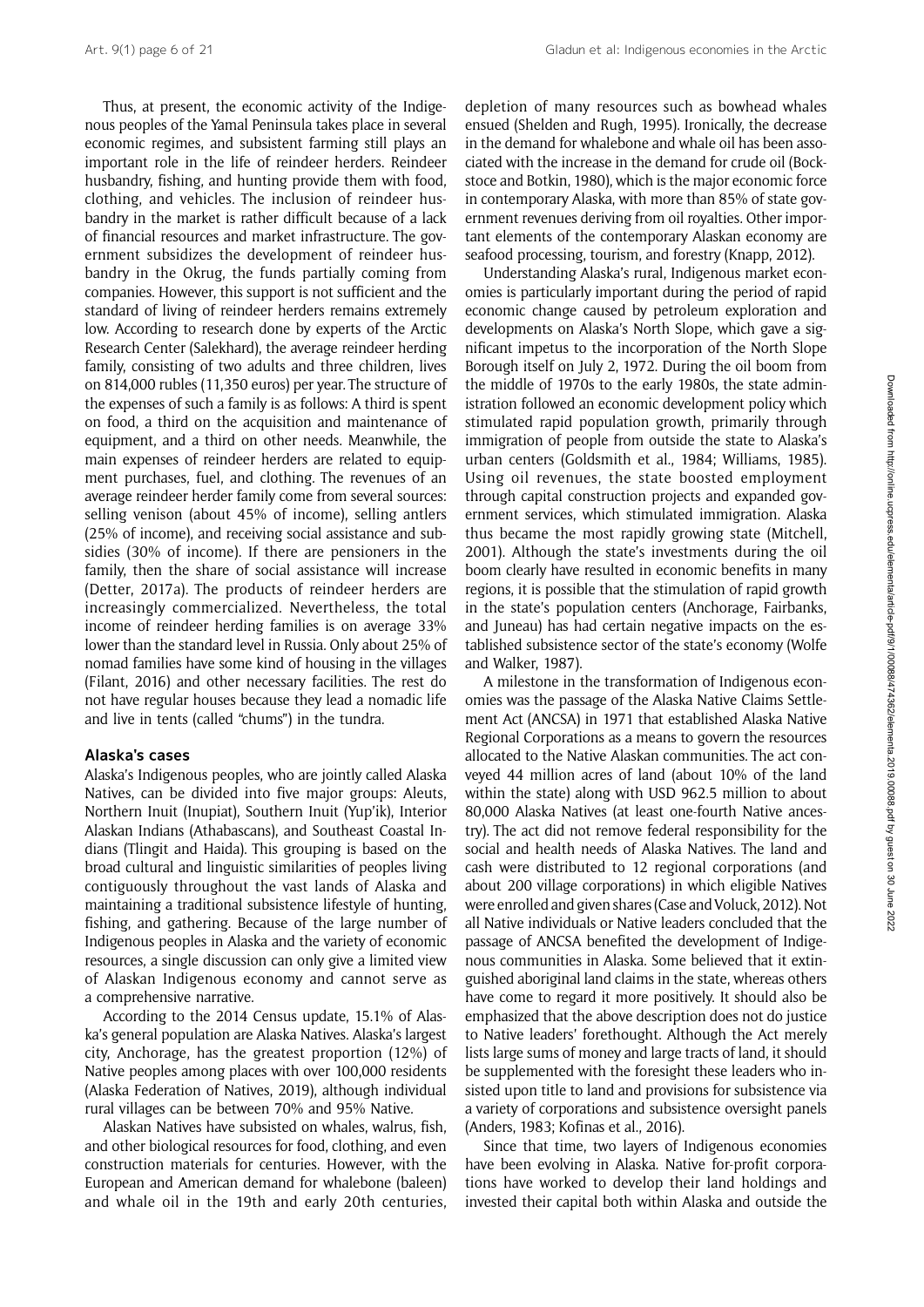Thus, at present, the economic activity of the Indigenous peoples of the Yamal Peninsula takes place in several economic regimes, and subsistent farming still plays an important role in the life of reindeer herders. Reindeer husbandry, fishing, and hunting provide them with food, clothing, and vehicles. The inclusion of reindeer husbandry in the market is rather difficult because of a lack of financial resources and market infrastructure. The government subsidizes the development of reindeer husbandry in the Okrug, the funds partially coming from companies. However, this support is not sufficient and the standard of living of reindeer herders remains extremely low. According to research done by experts of the Arctic Research Center (Salekhard), the average reindeer herding family, consisting of two adults and three children, lives on 814,000 rubles (11,350 euros) per year. The structure of the expenses of such a family is as follows: A third is spent on food, a third on the acquisition and maintenance of equipment, and a third on other needs. Meanwhile, the main expenses of reindeer herders are related to equipment purchases, fuel, and clothing. The revenues of an average reindeer herder family come from several sources: selling venison (about 45% of income), selling antlers (25% of income), and receiving social assistance and subsidies (30% of income). If there are pensioners in the family, then the share of social assistance will increase (Detter, 2017a). The products of reindeer herders are increasingly commercialized. Nevertheless, the total income of reindeer herding families is on average 33% lower than the standard level in Russia. Only about 25% of nomad families have some kind of housing in the villages (Filant, 2016) and other necessary facilities. The rest do not have regular houses because they lead a nomadic life and live in tents (called "chums") in the tundra.

### Alaska's cases

Alaska's Indigenous peoples, who are jointly called Alaska Natives, can be divided into five major groups: Aleuts, Northern Inuit (Inupiat), Southern Inuit (Yup'ik), Interior Alaskan Indians (Athabascans), and Southeast Coastal Indians (Tlingit and Haida). This grouping is based on the broad cultural and linguistic similarities of peoples living contiguously throughout the vast lands of Alaska and maintaining a traditional subsistence lifestyle of hunting, fishing, and gathering. Because of the large number of Indigenous peoples in Alaska and the variety of economic resources, a single discussion can only give a limited view of Alaskan Indigenous economy and cannot serve as a comprehensive narrative.

According to the 2014 Census update, 15.1% of Alaska's general population are Alaska Natives. Alaska's largest city, Anchorage, has the greatest proportion (12%) of Native peoples among places with over 100,000 residents (Alaska Federation of Natives, 2019), although individual rural villages can be between 70% and 95% Native.

Alaskan Natives have subsisted on whales, walrus, fish, and other biological resources for food, clothing, and even construction materials for centuries. However, with the European and American demand for whalebone (baleen) and whale oil in the 19th and early 20th centuries, depletion of many resources such as bowhead whales ensued (Shelden and Rugh, 1995). Ironically, the decrease in the demand for whalebone and whale oil has been associated with the increase in the demand for crude oil (Bockstoce and Botkin, 1980), which is the major economic force in contemporary Alaska, with more than 85% of state government revenues deriving from oil royalties. Other important elements of the contemporary Alaskan economy are seafood processing, tourism, and forestry (Knapp, 2012).

Understanding Alaska's rural, Indigenous market economies is particularly important during the period of rapid economic change caused by petroleum exploration and developments on Alaska's North Slope, which gave a significant impetus to the incorporation of the North Slope Borough itself on July 2, 1972. During the oil boom from the middle of 1970s to the early 1980s, the state administration followed an economic development policy which stimulated rapid population growth, primarily through immigration of people from outside the state to Alaska's urban centers (Goldsmith et al., 1984; Williams, 1985). Using oil revenues, the state boosted employment through capital construction projects and expanded government services, which stimulated immigration. Alaska thus became the most rapidly growing state (Mitchell, 2001). Although the state's investments during the oil boom clearly have resulted in economic benefits in many regions, it is possible that the stimulation of rapid growth in the state's population centers (Anchorage, Fairbanks, and Juneau) has had certain negative impacts on the established subsistence sector of the state's economy (Wolfe and Walker, 1987).

A milestone in the transformation of Indigenous economies was the passage of the Alaska Native Claims Settlement Act (ANCSA) in 1971 that established Alaska Native Regional Corporations as a means to govern the resources allocated to the Native Alaskan communities. The act conveyed 44 million acres of land (about 10% of the land within the state) along with USD 962.5 million to about 80,000 Alaska Natives (at least one-fourth Native ancestry). The act did not remove federal responsibility for the social and health needs of Alaska Natives. The land and cash were distributed to 12 regional corporations (and about 200 village corporations) in which eligible Natives were enrolled and given shares (Case and Voluck, 2012). Not all Native individuals or Native leaders concluded that the passage of ANCSA benefited the development of Indigenous communities in Alaska. Some believed that it extinguished aboriginal land claims in the state, whereas others have come to regard it more positively. It should also be emphasized that the above description does not do justice to Native leaders' forethought. Although the Act merely lists large sums of money and large tracts of land, it should be supplemented with the foresight these leaders who insisted upon title to land and provisions for subsistence via a variety of corporations and subsistence oversight panels (Anders, 1983; Kofinas et al., 2016).

Since that time, two layers of Indigenous economies have been evolving in Alaska. Native for-profit corporations have worked to develop their land holdings and invested their capital both within Alaska and outside the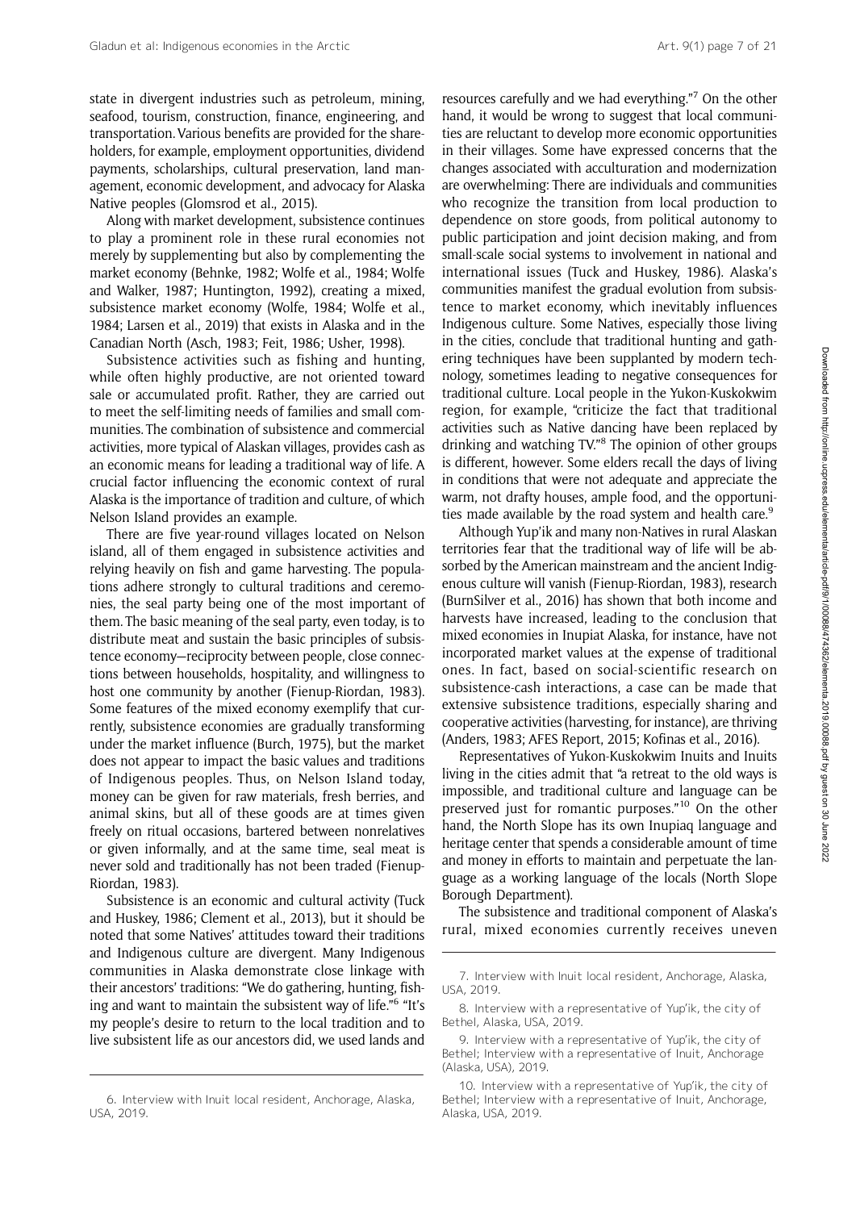state in divergent industries such as petroleum, mining, seafood, tourism, construction, finance, engineering, and transportation. Various benefits are provided for the shareholders, for example, employment opportunities, dividend payments, scholarships, cultural preservation, land management, economic development, and advocacy for Alaska Native peoples (Glomsrod et al., 2015).

Along with market development, subsistence continues to play a prominent role in these rural economies not merely by supplementing but also by complementing the market economy (Behnke, 1982; Wolfe et al., 1984; Wolfe and Walker, 1987; Huntington, 1992), creating a mixed, subsistence market economy (Wolfe, 1984; Wolfe et al., 1984; Larsen et al., 2019) that exists in Alaska and in the Canadian North (Asch, 1983; Feit, 1986; Usher, 1998).

Subsistence activities such as fishing and hunting, while often highly productive, are not oriented toward sale or accumulated profit. Rather, they are carried out to meet the self-limiting needs of families and small communities. The combination of subsistence and commercial activities, more typical of Alaskan villages, provides cash as an economic means for leading a traditional way of life. A crucial factor influencing the economic context of rural Alaska is the importance of tradition and culture, of which Nelson Island provides an example.

There are five year-round villages located on Nelson island, all of them engaged in subsistence activities and relying heavily on fish and game harvesting. The populations adhere strongly to cultural traditions and ceremonies, the seal party being one of the most important of them. The basic meaning of the seal party, even today, is to distribute meat and sustain the basic principles of subsistence economy—reciprocity between people, close connections between households, hospitality, and willingness to host one community by another (Fienup-Riordan, 1983). Some features of the mixed economy exemplify that currently, subsistence economies are gradually transforming under the market influence (Burch, 1975), but the market does not appear to impact the basic values and traditions of Indigenous peoples. Thus, on Nelson Island today, money can be given for raw materials, fresh berries, and animal skins, but all of these goods are at times given freely on ritual occasions, bartered between nonrelatives or given informally, and at the same time, seal meat is never sold and traditionally has not been traded (Fienup-Riordan, 1983).

Subsistence is an economic and cultural activity (Tuck and Huskey, 1986; Clement et al., 2013), but it should be noted that some Natives' attitudes toward their traditions and Indigenous culture are divergent. Many Indigenous communities in Alaska demonstrate close linkage with their ancestors' traditions: "We do gathering, hunting, fishing and want to maintain the subsistent way of life."[6] "It's my people's desire to return to the local tradition and to live subsistent life as our ancestors did, we used lands and resources carefully and we had everything."[7] On the other hand, it would be wrong to suggest that local communities are reluctant to develop more economic opportunities in their villages. Some have expressed concerns that the changes associated with acculturation and modernization are overwhelming: There are individuals and communities who recognize the transition from local production to dependence on store goods, from political autonomy to public participation and joint decision making, and from small-scale social systems to involvement in national and international issues (Tuck and Huskey, 1986). Alaska's communities manifest the gradual evolution from subsistence to market economy, which inevitably influences Indigenous culture. Some Natives, especially those living in the cities, conclude that traditional hunting and gathering techniques have been supplanted by modern technology, sometimes leading to negative consequences for traditional culture. Local people in the Yukon-Kuskokwim region, for example, "criticize the fact that traditional activities such as Native dancing have been replaced by drinking and watching TV."[8] The opinion of other groups is different, however. Some elders recall the days of living in conditions that were not adequate and appreciate the warm, not drafty houses, ample food, and the opportunities made available by the road system and health care.[9]

Although Yup'ik and many non-Natives in rural Alaskan territories fear that the traditional way of life will be absorbed by the American mainstream and the ancient Indigenous culture will vanish (Fienup-Riordan, 1983), research (BurnSilver et al., 2016) has shown that both income and harvests have increased, leading to the conclusion that mixed economies in Inupiat Alaska, for instance, have not incorporated market values at the expense of traditional ones. In fact, based on social-scientific research on subsistence-cash interactions, a case can be made that extensive subsistence traditions, especially sharing and cooperative activities (harvesting, for instance), are thriving (Anders, 1983; AFES Report, 2015; Kofinas et al., 2016).

Representatives of Yukon-Kuskokwim Inuits and Inuits living in the cities admit that "a retreat to the old ways is impossible, and traditional culture and language can be preserved just for romantic purposes."[10] On the other hand, the North Slope has its own Inupiaq language and heritage center that spends a considerable amount of time and money in efforts to maintain and perpetuate the language as a working language of the locals (North Slope Borough Department).

The subsistence and traditional component of Alaska's rural, mixed economies currently receives uneven

---

6. Interview with Inuit local resident, Anchorage, Alaska, USA, 2019.

7. Interview with Inuit local resident, Anchorage, Alaska, USA, 2019.

8. Interview with a representative of Yup'ik, the city of Bethel, Alaska, USA, 2019.

9. Interview with a representative of Yup'ik, the city of Bethel; Interview with a representative of Inuit, Anchorage (Alaska, USA), 2019.

10. Interview with a representative of Yup'ik, the city of Bethel; Interview with a representative of Inuit, Anchorage, Alaska, USA, 2019.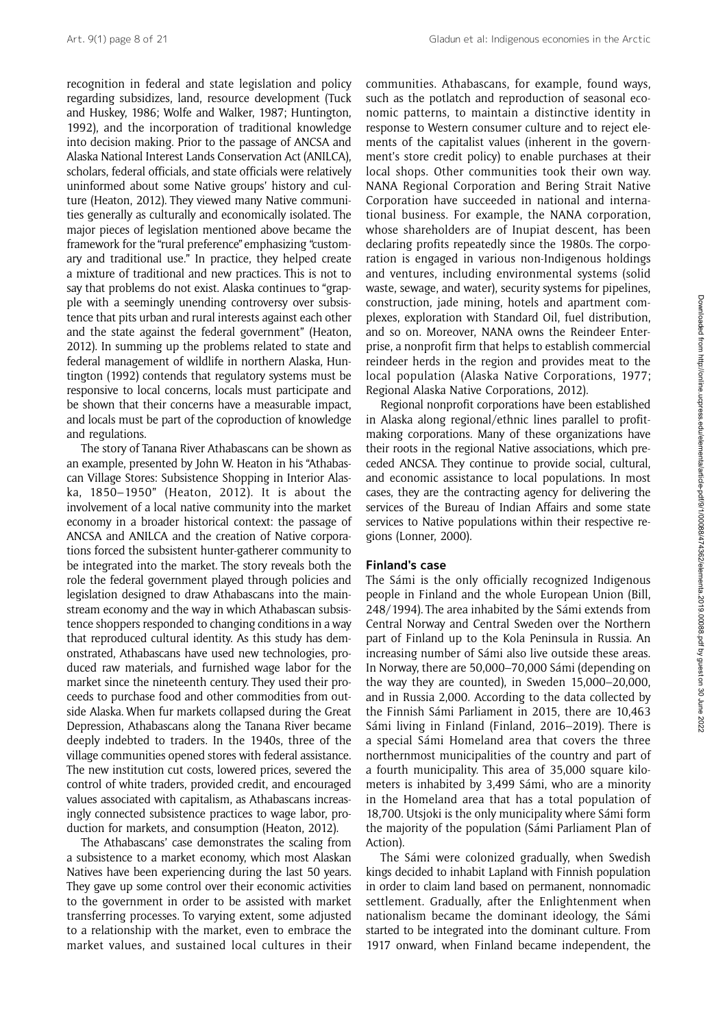recognition in federal and state legislation and policy regarding subsidizes, land, resource development (Tuck and Huskey, 1986; Wolfe and Walker, 1987; Huntington, 1992), and the incorporation of traditional knowledge into decision making. Prior to the passage of ANCSA and Alaska National Interest Lands Conservation Act (ANILCA), scholars, federal officials, and state officials were relatively uninformed about some Native groups' history and culture (Heaton, 2012). They viewed many Native communities generally as culturally and economically isolated. The major pieces of legislation mentioned above became the framework for the "rural preference" emphasizing "customary and traditional use." In practice, they helped create a mixture of traditional and new practices. This is not to say that problems do not exist. Alaska continues to "grapple with a seemingly unending controversy over subsistence that pits urban and rural interests against each other and the state against the federal government" (Heaton, 2012). In summing up the problems related to state and federal management of wildlife in northern Alaska, Huntington (1992) contends that regulatory systems must be responsive to local concerns, locals must participate and be shown that their concerns have a measurable impact, and locals must be part of the coproduction of knowledge and regulations.

The story of Tanana River Athabascans can be shown as an example, presented by John W. Heaton in his "Athabascan Village Stores: Subsistence Shopping in Interior Alaska, 1850–1950" (Heaton, 2012). It is about the involvement of a local native community into the market economy in a broader historical context: the passage of ANCSA and ANILCA and the creation of Native corporations forced the subsistent hunter-gatherer community to be integrated into the market. The story reveals both the role the federal government played through policies and legislation designed to draw Athabascans into the mainstream economy and the way in which Athabascan subsistence shoppers responded to changing conditions in a way that reproduced cultural identity. As this study has demonstrated, Athabascans have used new technologies, produced raw materials, and furnished wage labor for the market since the nineteenth century. They used their proceeds to purchase food and other commodities from outside Alaska. When fur markets collapsed during the Great Depression, Athabascans along the Tanana River became deeply indebted to traders. In the 1940s, three of the village communities opened stores with federal assistance. The new institution cut costs, lowered prices, severed the control of white traders, provided credit, and encouraged values associated with capitalism, as Athabascans increasingly connected subsistence practices to wage labor, production for markets, and consumption (Heaton, 2012).

The Athabascans' case demonstrates the scaling from a subsistence to a market economy, which most Alaskan Natives have been experiencing during the last 50 years. They gave up some control over their economic activities to the government in order to be assisted with market transferring processes. To varying extent, some adjusted to a relationship with the market, even to embrace the market values, and sustained local cultures in their communities. Athabascans, for example, found ways, such as the potlatch and reproduction of seasonal economic patterns, to maintain a distinctive identity in response to Western consumer culture and to reject elements of the capitalist values (inherent in the government's store credit policy) to enable purchases at their local shops. Other communities took their own way. NANA Regional Corporation and Bering Strait Native Corporation have succeeded in national and international business. For example, the NANA corporation, whose shareholders are of Inupiat descent, has been declaring profits repeatedly since the 1980s. The corporation is engaged in various non-Indigenous holdings and ventures, including environmental systems (solid waste, sewage, and water), security systems for pipelines, construction, jade mining, hotels and apartment complexes, exploration with Standard Oil, fuel distribution, and so on. Moreover, NANA owns the Reindeer Enterprise, a nonprofit firm that helps to establish commercial reindeer herds in the region and provides meat to the local population (Alaska Native Corporations, 1977; Regional Alaska Native Corporations, 2012).

Regional nonprofit corporations have been established in Alaska along regional/ethnic lines parallel to profit-making corporations. Many of these organizations have their roots in the regional Native associations, which preceded ANCSA. They continue to provide social, cultural, and economic assistance to local populations. In most cases, they are the contracting agency for delivering the services of the Bureau of Indian Affairs and some state services to Native populations within their respective regions (Lonner, 2000).

## Finland's case

The Sámi is the only officially recognized Indigenous people in Finland and the whole European Union (Bill, 248/1994). The area inhabited by the Sámi extends from Central Norway and Central Sweden over the Northern part of Finland up to the Kola Peninsula in Russia. An increasing number of Sámi also live outside these areas. In Norway, there are 50,000–70,000 Sámi (depending on the way they are counted), in Sweden 15,000–20,000, and in Russia 2,000. According to the data collected by the Finnish Sámi Parliament in 2015, there are 10,463 Sámi living in Finland (Finland, 2016–2019). There is a special Sámi Homeland area that covers the three northernmost municipalities of the country and part of a fourth municipality. This area of 35,000 square kilometers is inhabited by 3,499 Sámi, who are a minority in the Homeland area that has a total population of 18,700. Utsjoki is the only municipality where Sámi form the majority of the population (Sámi Parliament Plan of Action).

The Sámi were colonized gradually, when Swedish kings decided to inhabit Lapland with Finnish population in order to claim land based on permanent, nonnomadic settlement. Gradually, after the Enlightenment when nationalism became the dominant ideology, the Sámi started to be integrated into the dominant culture. From 1917 onward, when Finland became independent, the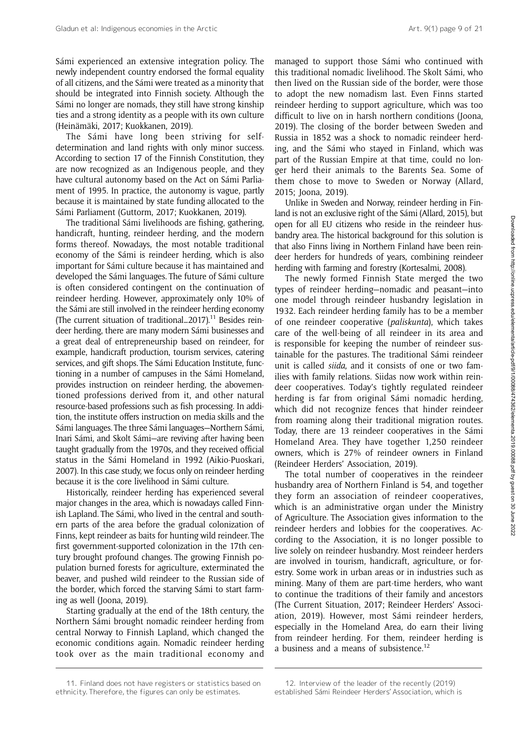Sámi experienced an extensive integration policy. The newly independent country endorsed the formal equality of all citizens, and the Sámi were treated as a minority that should be integrated into Finnish society. Although the Sámi no longer are nomads, they still have strong kinship ties and a strong identity as a people with its own culture (Heinämäki, 2017; Kuokkanen, 2019).

The Sámi have long been striving for self-determination and land rights with only minor success. According to section 17 of the Finnish Constitution, they are now recognized as an Indigenous people, and they have cultural autonomy based on the Act on Sámi Parliament of 1995. In practice, the autonomy is vague, partly because it is maintained by state funding allocated to the Sámi Parliament (Guttorm, 2017; Kuokkanen, 2019).

The traditional Sámi livelihoods are fishing, gathering, handicraft, hunting, reindeer herding, and the modern forms thereof. Nowadays, the most notable traditional economy of the Sámi is reindeer herding, which is also important for Sámi culture because it has maintained and developed the Sámi languages. The future of Sámi culture is often considered contingent on the continuation of reindeer herding. However, approximately only 10% of the Sámi are still involved in the reindeer herding economy (The current situation of traditional...2017).[11] Besides reindeer herding, there are many modern Sámi businesses and a great deal of entrepreneurship based on reindeer, for example, handicraft production, tourism services, catering services, and gift shops. The Sámi Education Institute, functioning in a number of campuses in the Sámi Homeland, provides instruction on reindeer herding, the abovementioned professions derived from it, and other natural resource-based professions such as fish processing. In addition, the institute offers instruction on media skills and the Sámi languages. The three Sámi languages—Northern Sámi, Inari Sámi, and Skolt Sámi—are reviving after having been taught gradually from the 1970s, and they received official status in the Sámi Homeland in 1992 (Aikio-Puoskari, 2007). In this case study, we focus only on reindeer herding because it is the core livelihood in Sámi culture.

Historically, reindeer herding has experienced several major changes in the area, which is nowadays called Finnish Lapland. The Sámi, who lived in the central and southern parts of the area before the gradual colonization of Finns, kept reindeer as baits for hunting wild reindeer. The first government-supported colonization in the 17th century brought profound changes. The growing Finnish population burned forests for agriculture, exterminated the beaver, and pushed wild reindeer to the Russian side of the border, which forced the starving Sámi to start farming as well (Joona, 2019).

Starting gradually at the end of the 18th century, the Northern Sámi brought nomadic reindeer herding from central Norway to Finnish Lapland, which changed the economic conditions again. Nomadic reindeer herding took over as the main traditional economy and managed to support those Sámi who continued with this traditional nomadic livelihood. The Skolt Sámi, who then lived on the Russian side of the border, were those to adopt the new nomadism last. Even Finns started reindeer herding to support agriculture, which was too difficult to live on in harsh northern conditions (Joona, 2019). The closing of the border between Sweden and Russia in 1852 was a shock to nomadic reindeer herding, and the Sámi who stayed in Finland, which was part of the Russian Empire at that time, could no longer herd their animals to the Barents Sea. Some of them chose to move to Sweden or Norway (Allard, 2015; Joona, 2019).

Unlike in Sweden and Norway, reindeer herding in Finland is not an exclusive right of the Sámi (Allard, 2015), but open for all EU citizens who reside in the reindeer husbandry area. The historical background for this solution is that also Finns living in Northern Finland have been reindeer herders for hundreds of years, combining reindeer herding with farming and forestry (Kortesalmi, 2008).

The newly formed Finnish State merged the two types of reindeer herding—nomadic and peasant—into one model through reindeer husbandry legislation in 1932. Each reindeer herding family has to be a member of one reindeer cooperative (*paliskunta*), which takes care of the well-being of all reindeer in its area and is responsible for keeping the number of reindeer sustainable for the pastures. The traditional Sámi reindeer unit is called *siida*, and it consists of one or two families with family relations. Siidas now work within reindeer cooperatives. Today's tightly regulated reindeer herding is far from original Sámi nomadic herding, which did not recognize fences that hinder reindeer from roaming along their traditional migration routes. Today, there are 13 reindeer cooperatives in the Sámi Homeland Area. They have together 1,250 reindeer owners, which is 27% of reindeer owners in Finland (Reindeer Herders' Association, 2019).

The total number of cooperatives in the reindeer husbandry area of Northern Finland is 54, and together they form an association of reindeer cooperatives, which is an administrative organ under the Ministry of Agriculture. The Association gives information to the reindeer herders and lobbies for the cooperatives. According to the Association, it is no longer possible to live solely on reindeer husbandry. Most reindeer herders are involved in tourism, handicraft, agriculture, or forestry. Some work in urban areas or in industries such as mining. Many of them are part-time herders, who want to continue the traditions of their family and ancestors (The Current Situation, 2017; Reindeer Herders' Association, 2019). However, most Sámi reindeer herders, especially in the Homeland Area, do earn their living from reindeer herding. For them, reindeer herding is a business and a means of subsistence.[12]

---

11. Finland does not have registers or statistics based on ethnicity. Therefore, the figures can only be estimates.

12. Interview of the leader of the recently (2019) established Sámi Reindeer Herders' Association, which is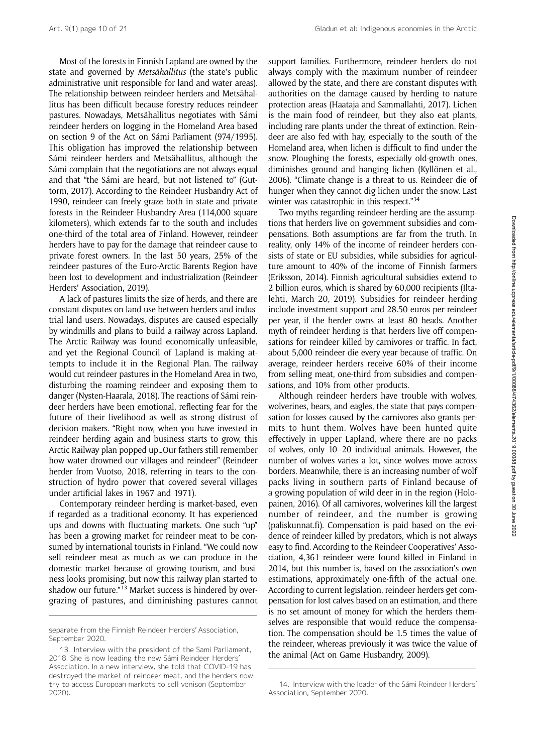Most of the forests in Finnish Lapland are owned by the state and governed by *Metsähallitus* (the state's public administrative unit responsible for land and water areas). The relationship between reindeer herders and Metsähallitus has been difficult because forestry reduces reindeer pastures. Nowadays, Metsähallitus negotiates with Sámi reindeer herders on logging in the Homeland Area based on section 9 of the Act on Sámi Parliament (974/1995). This obligation has improved the relationship between Sámi reindeer herders and Metsähallitus, although the Sámi complain that the negotiations are not always equal and that "the Sámi are heard, but not listened to" (Guttorm, 2017). According to the Reindeer Husbandry Act of 1990, reindeer can freely graze both in state and private forests in the Reindeer Husbandry Area (114,000 square kilometers), which extends far to the south and includes one-third of the total area of Finland. However, reindeer herders have to pay for the damage that reindeer cause to private forest owners. In the last 50 years, 25% of the reindeer pastures of the Euro-Arctic Barents Region have been lost to development and industrialization (Reindeer Herders' Association, 2019).

A lack of pastures limits the size of herds, and there are constant disputes on land use between herders and industrial land users. Nowadays, disputes are caused especially by windmills and plans to build a railway across Lapland. The Arctic Railway was found economically unfeasible, and yet the Regional Council of Lapland is making attempts to include it in the Regional Plan. The railway would cut reindeer pastures in the Homeland Area in two, disturbing the roaming reindeer and exposing them to danger (Nysten-Haarala, 2018). The reactions of Sámi reindeer herders have been emotional, reflecting fear for the future of their livelihood as well as strong distrust of decision makers. "Right now, when you have invested in reindeer herding again and business starts to grow, this Arctic Railway plan popped up…Our fathers still remember how water drowned our villages and reindeer" (Reindeer herder from Vuotso, 2018, referring in tears to the construction of hydro power that covered several villages under artificial lakes in 1967 and 1971).

Contemporary reindeer herding is market-based, even if regarded as a traditional economy. It has experienced ups and downs with fluctuating markets. One such "up" has been a growing market for reindeer meat to be consumed by international tourists in Finland. "We could now sell reindeer meat as much as we can produce in the domestic market because of growing tourism, and business looks promising, but now this railway plan started to shadow our future."[13] Market success is hindered by overgrazing of pastures, and diminishing pastures cannot support families. Furthermore, reindeer herders do not always comply with the maximum number of reindeer allowed by the state, and there are constant disputes with authorities on the damage caused by herding to nature protection areas (Haataja and Sammallahti, 2017). Lichen is the main food of reindeer, but they also eat plants, including rare plants under the threat of extinction. Reindeer are also fed with hay, especially to the south of the Homeland area, when lichen is difficult to find under the snow. Ploughing the forests, especially old-growth ones, diminishes ground and hanging lichen (Kyllönen et al., 2006). "Climate change is a threat to us. Reindeer die of hunger when they cannot dig lichen under the snow. Last winter was catastrophic in this respect."[14]

Two myths regarding reindeer herding are the assumptions that herders live on government subsidies and compensations. Both assumptions are far from the truth. In reality, only 14% of the income of reindeer herders consists of state or EU subsidies, while subsidies for agriculture amount to 40% of the income of Finnish farmers (Eriksson, 2014). Finnish agricultural subsidies extend to 2 billion euros, which is shared by 60,000 recipients (Iltalehti, March 20, 2019). Subsidies for reindeer herding include investment support and 28.50 euros per reindeer per year, if the herder owns at least 80 heads. Another myth of reindeer herding is that herders live off compensations for reindeer killed by carnivores or traffic. In fact, about 5,000 reindeer die every year because of traffic. On average, reindeer herders receive 60% of their income from selling meat, one-third from subsidies and compensations, and 10% from other products.

Although reindeer herders have trouble with wolves, wolverines, bears, and eagles, the state that pays compensation for losses caused by the carnivores also grants permits to hunt them. Wolves have been hunted quite effectively in upper Lapland, where there are no packs of wolves, only 10–20 individual animals. However, the number of wolves varies a lot, since wolves move across borders. Meanwhile, there is an increasing number of wolf packs living in southern parts of Finland because of a growing population of wild deer in in the region (Holopainen, 2016). Of all carnivores, wolverines kill the largest number of reindeer, and the number is growing (paliskunnat.fi). Compensation is paid based on the evidence of reindeer killed by predators, which is not always easy to find. According to the Reindeer Cooperatives' Association, 4,361 reindeer were found killed in Finland in 2014, but this number is, based on the association's own estimations, approximately one-fifth of the actual one. According to current legislation, reindeer herders get compensation for lost calves based on an estimation, and there is no set amount of money for which the herders themselves are responsible that would reduce the compensation. The compensation should be 1.5 times the value of the reindeer, whereas previously it was twice the value of the animal (Act on Game Husbandry, 2009).

---

separate from the Finnish Reindeer Herders' Association, September 2020.

13. Interview with the president of the Sami Parliament, 2018. She is now leading the new Sámi Reindeer Herders' Association. In a new interview, she told that COVID-19 has destroyed the market of reindeer meat, and the herders now try to access European markets to sell venison (September 2020).

14. Interview with the leader of the Sámi Reindeer Herders' Association, September 2020.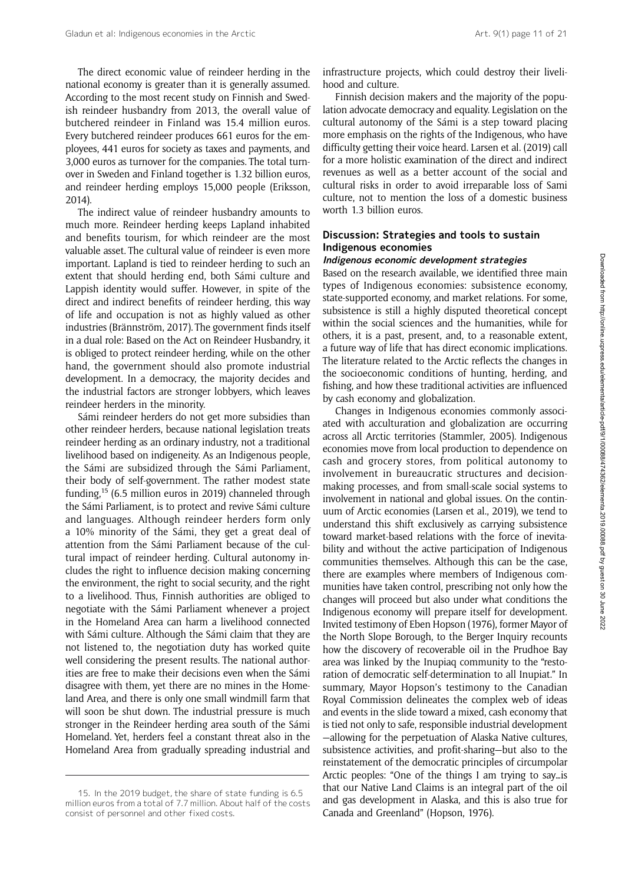The direct economic value of reindeer herding in the national economy is greater than it is generally assumed. According to the most recent study on Finnish and Swedish reindeer husbandry from 2013, the overall value of butchered reindeer in Finland was 15.4 million euros. Every butchered reindeer produces 661 euros for the employees, 441 euros for society as taxes and payments, and 3,000 euros as turnover for the companies. The total turnover in Sweden and Finland together is 1.32 billion euros, and reindeer herding employs 15,000 people (Eriksson, 2014).

The indirect value of reindeer husbandry amounts to much more. Reindeer herding keeps Lapland inhabited and benefits tourism, for which reindeer are the most valuable asset. The cultural value of reindeer is even more important. Lapland is tied to reindeer herding to such an extent that should herding end, both Sámi culture and Lappish identity would suffer. However, in spite of the direct and indirect benefits of reindeer herding, this way of life and occupation is not as highly valued as other industries (Brännström, 2017). The government finds itself in a dual role: Based on the Act on Reindeer Husbandry, it is obliged to protect reindeer herding, while on the other hand, the government should also promote industrial development. In a democracy, the majority decides and the industrial factors are stronger lobbyers, which leaves reindeer herders in the minority.

Sámi reindeer herders do not get more subsidies than other reindeer herders, because national legislation treats reindeer herding as an ordinary industry, not a traditional livelihood based on indigeneity. As an Indigenous people, the Sámi are subsidized through the Sámi Parliament, their body of self-government. The rather modest state funding,[15] (6.5 million euros in 2019) channeled through the Sámi Parliament, is to protect and revive Sámi culture and languages. Although reindeer herders form only a 10% minority of the Sámi, they get a great deal of attention from the Sámi Parliament because of the cultural impact of reindeer herding. Cultural autonomy includes the right to influence decision making concerning the environment, the right to social security, and the right to a livelihood. Thus, Finnish authorities are obliged to negotiate with the Sámi Parliament whenever a project in the Homeland Area can harm a livelihood connected with Sámi culture. Although the Sámi claim that they are not listened to, the negotiation duty has worked quite well considering the present results. The national authorities are free to make their decisions even when the Sámi disagree with them, yet there are no mines in the Homeland Area, and there is only one small windmill farm that will soon be shut down. The industrial pressure is much stronger in the Reindeer herding area south of the Sámi Homeland. Yet, herders feel a constant threat also in the Homeland Area from gradually spreading industrial and infrastructure projects, which could destroy their livelihood and culture.

Finnish decision makers and the majority of the population advocate democracy and equality. Legislation on the cultural autonomy of the Sámi is a step toward placing more emphasis on the rights of the Indigenous, who have difficulty getting their voice heard. Larsen et al. (2019) call for a more holistic examination of the direct and indirect revenues as well as a better account of the social and cultural risks in order to avoid irreparable loss of Sami culture, not to mention the loss of a domestic business worth 1.3 billion euros.

## Discussion: Strategies and tools to sustain Indigenous economies

### *Indigenous economic development strategies*

Based on the research available, we identified three main types of Indigenous economies: subsistence economy, state-supported economy, and market relations. For some, subsistence is still a highly disputed theoretical concept within the social sciences and the humanities, while for others, it is a past, present, and, to a reasonable extent, a future way of life that has direct economic implications. The literature related to the Arctic reflects the changes in the socioeconomic conditions of hunting, herding, and fishing, and how these traditional activities are influenced by cash economy and globalization.

Changes in Indigenous economies commonly associated with acculturation and globalization are occurring across all Arctic territories (Stammler, 2005). Indigenous economies move from local production to dependence on cash and grocery stores, from political autonomy to involvement in bureaucratic structures and decision-making processes, and from small-scale social systems to involvement in national and global issues. On the continuum of Arctic economies (Larsen et al., 2019), we tend to understand this shift exclusively as carrying subsistence toward market-based relations with the force of inevitability and without the active participation of Indigenous communities themselves. Although this can be the case, there are examples where members of Indigenous communities have taken control, prescribing not only how the changes will proceed but also under what conditions the Indigenous economy will prepare itself for development. Invited testimony of Eben Hopson (1976), former Mayor of the North Slope Borough, to the Berger Inquiry recounts how the discovery of recoverable oil in the Prudhoe Bay area was linked by the Inupiaq community to the "restoration of democratic self-determination to all Inupiat." In summary, Mayor Hopson's testimony to the Canadian Royal Commission delineates the complex web of ideas and events in the slide toward a mixed, cash economy that is tied not only to safe, responsible industrial development —allowing for the perpetuation of Alaska Native cultures, subsistence activities, and profit-sharing—but also to the reinstatement of the democratic principles of circumpolar Arctic peoples: "One of the things I am trying to say…is that our Native Land Claims is an integral part of the oil and gas development in Alaska, and this is also true for Canada and Greenland" (Hopson, 1976).

---

15. In the 2019 budget, the share of state funding is 6.5 million euros from a total of 7.7 million. About half of the costs consist of personnel and other fixed costs.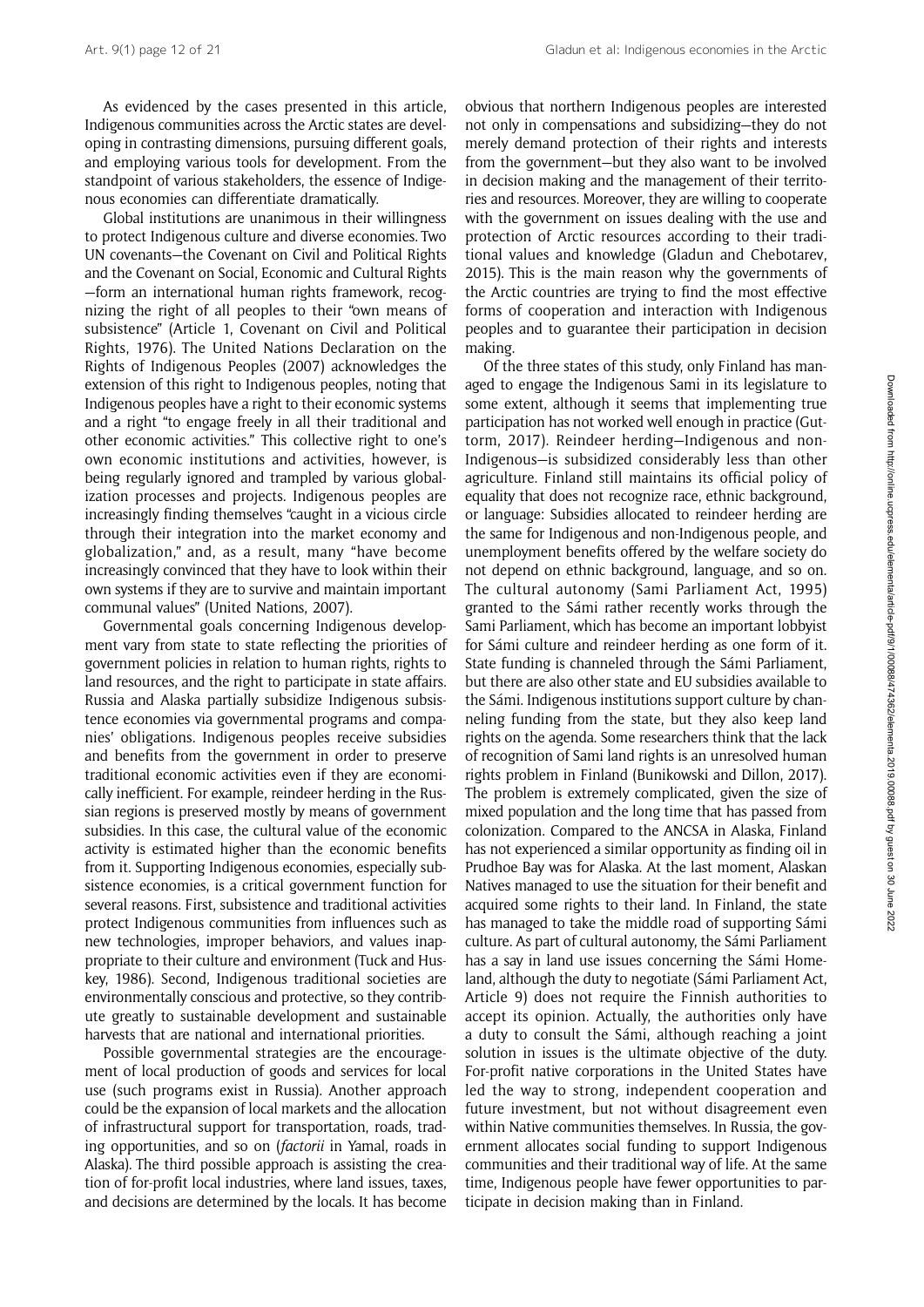As evidenced by the cases presented in this article, Indigenous communities across the Arctic states are developing in contrasting dimensions, pursuing different goals, and employing various tools for development. From the standpoint of various stakeholders, the essence of Indigenous economies can differentiate dramatically.

Global institutions are unanimous in their willingness to protect Indigenous culture and diverse economies. Two UN covenants—the Covenant on Civil and Political Rights and the Covenant on Social, Economic and Cultural Rights—form an international human rights framework, recognizing the right of all peoples to their "own means of subsistence" (Article 1, Covenant on Civil and Political Rights, 1976). The United Nations Declaration on the Rights of Indigenous Peoples (2007) acknowledges the extension of this right to Indigenous peoples, noting that Indigenous peoples have a right to their economic systems and a right "to engage freely in all their traditional and other economic activities." This collective right to one's own economic institutions and activities, however, is being regularly ignored and trampled by various globalization processes and projects. Indigenous peoples are increasingly finding themselves "caught in a vicious circle through their integration into the market economy and globalization," and, as a result, many "have become increasingly convinced that they have to look within their own systems if they are to survive and maintain important communal values" (United Nations, 2007).

Governmental goals concerning Indigenous development vary from state to state reflecting the priorities of government policies in relation to human rights, rights to land resources, and the right to participate in state affairs. Russia and Alaska partially subsidize Indigenous subsistence economies via governmental programs and companies' obligations. Indigenous peoples receive subsidies and benefits from the government in order to preserve traditional economic activities even if they are economically inefficient. For example, reindeer herding in the Russian regions is preserved mostly by means of government subsidies. In this case, the cultural value of the economic activity is estimated higher than the economic benefits from it. Supporting Indigenous economies, especially subsistence economies, is a critical government function for several reasons. First, subsistence and traditional activities protect Indigenous communities from influences such as new technologies, improper behaviors, and values inappropriate to their culture and environment (Tuck and Huskey, 1986). Second, Indigenous traditional societies are environmentally conscious and protective, so they contribute greatly to sustainable development and sustainable harvests that are national and international priorities.

Possible governmental strategies are the encouragement of local production of goods and services for local use (such programs exist in Russia). Another approach could be the expansion of local markets and the allocation of infrastructural support for transportation, roads, trading opportunities, and so on (*factorii* in Yamal, roads in Alaska). The third possible approach is assisting the creation of for-profit local industries, where land issues, taxes, and decisions are determined by the locals. It has become obvious that northern Indigenous peoples are interested not only in compensations and subsidizing—they do not merely demand protection of their rights and interests from the government—but they also want to be involved in decision making and the management of their territories and resources. Moreover, they are willing to cooperate with the government on issues dealing with the use and protection of Arctic resources according to their traditional values and knowledge (Gladun and Chebotarev, 2015). This is the main reason why the governments of the Arctic countries are trying to find the most effective forms of cooperation and interaction with Indigenous peoples and to guarantee their participation in decision making.

Of the three states of this study, only Finland has managed to engage the Indigenous Sami in its legislature to some extent, although it seems that implementing true participation has not worked well enough in practice (Guttorm, 2017). Reindeer herding—Indigenous and non-Indigenous—is subsidized considerably less than other agriculture. Finland still maintains its official policy of equality that does not recognize race, ethnic background, or language: Subsidies allocated to reindeer herding are the same for Indigenous and non-Indigenous people, and unemployment benefits offered by the welfare society do not depend on ethnic background, language, and so on. The cultural autonomy (Sami Parliament Act, 1995) granted to the Sámi rather recently works through the Sami Parliament, which has become an important lobbyist for Sámi culture and reindeer herding as one form of it. State funding is channeled through the Sámi Parliament, but there are also other state and EU subsidies available to the Sámi. Indigenous institutions support culture by channeling funding from the state, but they also keep land rights on the agenda. Some researchers think that the lack of recognition of Sami land rights is an unresolved human rights problem in Finland (Bunikowski and Dillon, 2017). The problem is extremely complicated, given the size of mixed population and the long time that has passed from colonization. Compared to the ANCSA in Alaska, Finland has not experienced a similar opportunity as finding oil in Prudhoe Bay was for Alaska. At the last moment, Alaskan Natives managed to use the situation for their benefit and acquired some rights to their land. In Finland, the state has managed to take the middle road of supporting Sámi culture. As part of cultural autonomy, the Sámi Parliament has a say in land use issues concerning the Sámi Homeland, although the duty to negotiate (Sámi Parliament Act, Article 9) does not require the Finnish authorities to accept its opinion. Actually, the authorities only have a duty to consult the Sámi, although reaching a joint solution in issues is the ultimate objective of the duty. For-profit native corporations in the United States have led the way to strong, independent cooperation and future investment, but not without disagreement even within Native communities themselves. In Russia, the government allocates social funding to support Indigenous communities and their traditional way of life. At the same time, Indigenous people have fewer opportunities to participate in decision making than in Finland.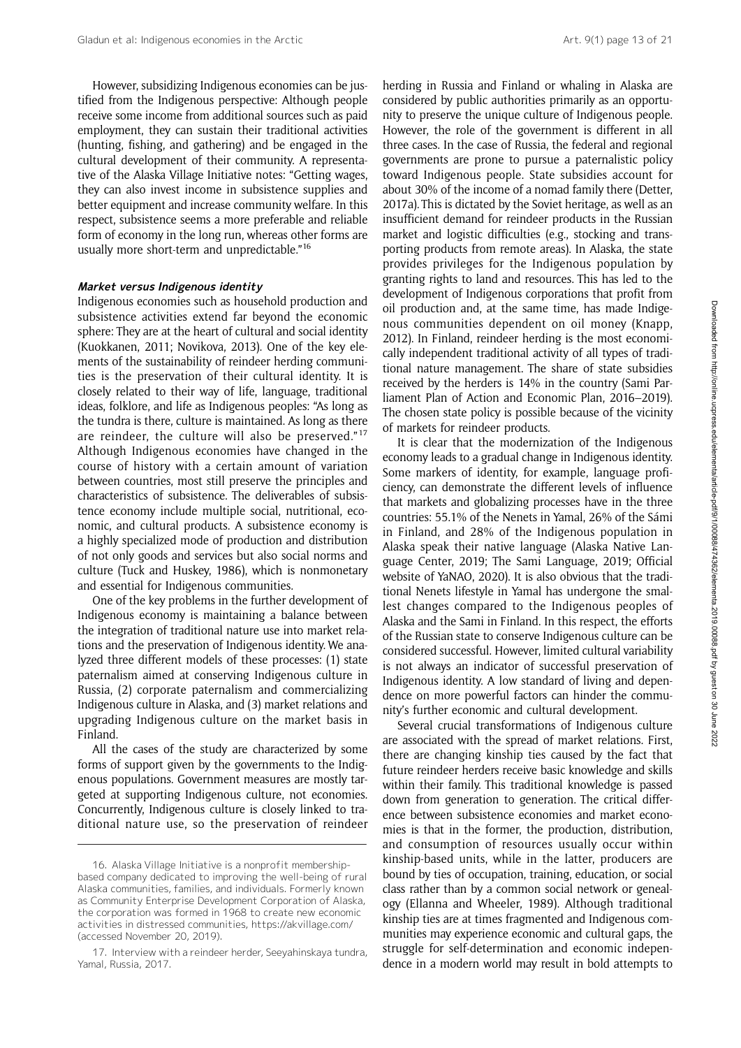However, subsidizing Indigenous economies can be justified from the Indigenous perspective: Although people receive some income from additional sources such as paid employment, they can sustain their traditional activities (hunting, fishing, and gathering) and be engaged in the cultural development of their community. A representative of the Alaska Village Initiative notes: "Getting wages, they can also invest income in subsistence supplies and better equipment and increase community welfare. In this respect, subsistence seems a more preferable and reliable form of economy in the long run, whereas other forms are usually more short-term and unpredictable."[16]

### *Market versus Indigenous identity*

Indigenous economies such as household production and subsistence activities extend far beyond the economic sphere: They are at the heart of cultural and social identity (Kuokkanen, 2011; Novikova, 2013). One of the key elements of the sustainability of reindeer herding communities is the preservation of their cultural identity. It is closely related to their way of life, language, traditional ideas, folklore, and life as Indigenous peoples: "As long as the tundra is there, culture is maintained. As long as there are reindeer, the culture will also be preserved."[17] Although Indigenous economies have changed in the course of history with a certain amount of variation between countries, most still preserve the principles and characteristics of subsistence. The deliverables of subsistence economy include multiple social, nutritional, economic, and cultural products. A subsistence economy is a highly specialized mode of production and distribution of not only goods and services but also social norms and culture (Tuck and Huskey, 1986), which is nonmonetary and essential for Indigenous communities.

One of the key problems in the further development of Indigenous economy is maintaining a balance between the integration of traditional nature use into market relations and the preservation of Indigenous identity. We analyzed three different models of these processes: (1) state paternalism aimed at conserving Indigenous culture in Russia, (2) corporate paternalism and commercializing Indigenous culture in Alaska, and (3) market relations and upgrading Indigenous culture on the market basis in Finland.

All the cases of the study are characterized by some forms of support given by the governments to the Indigenous populations. Government measures are mostly targeted at supporting Indigenous culture, not economies. Concurrently, Indigenous culture is closely linked to traditional nature use, so the preservation of reindeer herding in Russia and Finland or whaling in Alaska are considered by public authorities primarily as an opportunity to preserve the unique culture of Indigenous people. However, the role of the government is different in all three cases. In the case of Russia, the federal and regional governments are prone to pursue a paternalistic policy toward Indigenous people. State subsidies account for about 30% of the income of a nomad family there (Detter, 2017a). This is dictated by the Soviet heritage, as well as an insufficient demand for reindeer products in the Russian market and logistic difficulties (e.g., stocking and transporting products from remote areas). In Alaska, the state provides privileges for the Indigenous population by granting rights to land and resources. This has led to the development of Indigenous corporations that profit from oil production and, at the same time, has made Indigenous communities dependent on oil money (Knapp, 2012). In Finland, reindeer herding is the most economically independent traditional activity of all types of traditional nature management. The share of state subsidies received by the herders is 14% in the country (Sami Parliament Plan of Action and Economic Plan, 2016–2019). The chosen state policy is possible because of the vicinity of markets for reindeer products.

It is clear that the modernization of the Indigenous economy leads to a gradual change in Indigenous identity. Some markers of identity, for example, language proficiency, can demonstrate the different levels of influence that markets and globalizing processes have in the three countries: 55.1% of the Nenets in Yamal, 26% of the Sámi in Finland, and 28% of the Indigenous population in Alaska speak their native language (Alaska Native Language Center, 2019; The Sami Language, 2019; Official website of YaNAO, 2020). It is also obvious that the traditional Nenets lifestyle in Yamal has undergone the smallest changes compared to the Indigenous peoples of Alaska and the Sami in Finland. In this respect, the efforts of the Russian state to conserve Indigenous culture can be considered successful. However, limited cultural variability is not always an indicator of successful preservation of Indigenous identity. A low standard of living and dependence on more powerful factors can hinder the community's further economic and cultural development.

Several crucial transformations of Indigenous culture are associated with the spread of market relations. First, there are changing kinship ties caused by the fact that future reindeer herders receive basic knowledge and skills within their family. This traditional knowledge is passed down from generation to generation. The critical difference between subsistence economies and market economies is that in the former, the production, distribution, and consumption of resources usually occur within kinship-based units, while in the latter, producers are bound by ties of occupation, training, education, or social class rather than by a common social network or genealogy (Ellanna and Wheeler, 1989). Although traditional kinship ties are at times fragmented and Indigenous communities may experience economic and cultural gaps, the struggle for self-determination and economic independence in a modern world may result in bold attempts to

---

16. Alaska Village Initiative is a nonprofit membership-based company dedicated to improving the well-being of rural Alaska communities, families, and individuals. Formerly known as Community Enterprise Development Corporation of Alaska, the corporation was formed in 1968 to create new economic activities in distressed communities, https://akvillage.com/ (accessed November 20, 2019).

17. Interview with a reindeer herder, Seeyahinskaya tundra, Yamal, Russia, 2017.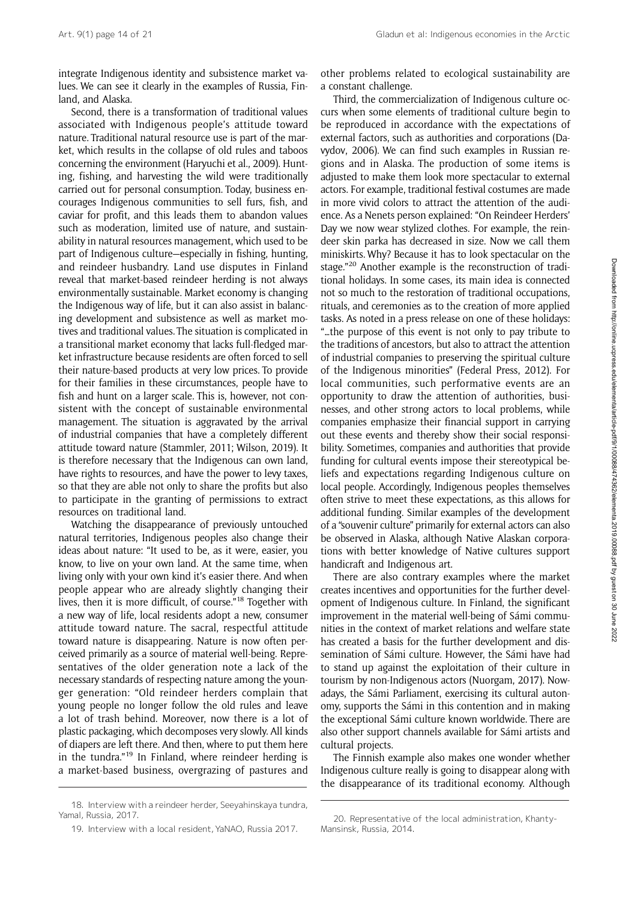integrate Indigenous identity and subsistence market values. We can see it clearly in the examples of Russia, Finland, and Alaska.

Second, there is a transformation of traditional values associated with Indigenous people's attitude toward nature. Traditional natural resource use is part of the market, which results in the collapse of old rules and taboos concerning the environment (Haryuchi et al., 2009). Hunting, fishing, and harvesting the wild were traditionally carried out for personal consumption. Today, business encourages Indigenous communities to sell furs, fish, and caviar for profit, and this leads them to abandon values such as moderation, limited use of nature, and sustainability in natural resources management, which used to be part of Indigenous culture—especially in fishing, hunting, and reindeer husbandry. Land use disputes in Finland reveal that market-based reindeer herding is not always environmentally sustainable. Market economy is changing the Indigenous way of life, but it can also assist in balancing development and subsistence as well as market motives and traditional values. The situation is complicated in a transitional market economy that lacks full-fledged market infrastructure because residents are often forced to sell their nature-based products at very low prices. To provide for their families in these circumstances, people have to fish and hunt on a larger scale. This is, however, not consistent with the concept of sustainable environmental management. The situation is aggravated by the arrival of industrial companies that have a completely different attitude toward nature (Stammler, 2011; Wilson, 2019). It is therefore necessary that the Indigenous can own land, have rights to resources, and have the power to levy taxes, so that they are able not only to share the profits but also to participate in the granting of permissions to extract resources on traditional land.

Watching the disappearance of previously untouched natural territories, Indigenous peoples also change their ideas about nature: "It used to be, as it were, easier, you know, to live on your own land. At the same time, when living only with your own kind it's easier there. And when people appear who are already slightly changing their lives, then it is more difficult, of course."[18] Together with a new way of life, local residents adopt a new, consumer attitude toward nature. The sacral, respectful attitude toward nature is disappearing. Nature is now often perceived primarily as a source of material well-being. Representatives of the older generation note a lack of the necessary standards of respecting nature among the younger generation: "Old reindeer herders complain that young people no longer follow the old rules and leave a lot of trash behind. Moreover, now there is a lot of plastic packaging, which decomposes very slowly. All kinds of diapers are left there. And then, where to put them here in the tundra."[19] In Finland, where reindeer herding is a market-based business, overgrazing of pastures and other problems related to ecological sustainability are a constant challenge.

Third, the commercialization of Indigenous culture occurs when some elements of traditional culture begin to be reproduced in accordance with the expectations of external factors, such as authorities and corporations (Davydov, 2006). We can find such examples in Russian regions and in Alaska. The production of some items is adjusted to make them look more spectacular to external actors. For example, traditional festival costumes are made in more vivid colors to attract the attention of the audience. As a Nenets person explained: "On Reindeer Herders' Day we now wear stylized clothes. For example, the reindeer skin parka has decreased in size. Now we call them miniskirts. Why? Because it has to look spectacular on the stage."[20] Another example is the reconstruction of traditional holidays. In some cases, its main idea is connected not so much to the restoration of traditional occupations, rituals, and ceremonies as to the creation of more applied tasks. As noted in a press release on one of these holidays: "...the purpose of this event is not only to pay tribute to the traditions of ancestors, but also to attract the attention of industrial companies to preserving the spiritual culture of the Indigenous minorities" (Federal Press, 2012). For local communities, such performative events are an opportunity to draw the attention of authorities, businesses, and other strong actors to local problems, while companies emphasize their financial support in carrying out these events and thereby show their social responsibility. Sometimes, companies and authorities that provide funding for cultural events impose their stereotypical beliefs and expectations regarding Indigenous culture on local people. Accordingly, Indigenous peoples themselves often strive to meet these expectations, as this allows for additional funding. Similar examples of the development of a "souvenir culture" primarily for external actors can also be observed in Alaska, although Native Alaskan corporations with better knowledge of Native cultures support handicraft and Indigenous art.

There are also contrary examples where the market creates incentives and opportunities for the further development of Indigenous culture. In Finland, the significant improvement in the material well-being of Sámi communities in the context of market relations and welfare state has created a basis for the further development and dissemination of Sámi culture. However, the Sámi have had to stand up against the exploitation of their culture in tourism by non-Indigenous actors (Nuorgam, 2017). Nowadays, the Sámi Parliament, exercising its cultural autonomy, supports the Sámi in this contention and in making the exceptional Sámi culture known worldwide. There are also other support channels available for Sámi artists and cultural projects.

The Finnish example also makes one wonder whether Indigenous culture really is going to disappear along with the disappearance of its traditional economy. Although

18. Interview with a reindeer herder, Seeyahinskaya tundra, Yamal, Russia, 2017.

19. Interview with a local resident, YaNAO, Russia 2017.

20. Representative of the local administration, Khanty-Mansinsk, Russia, 2014.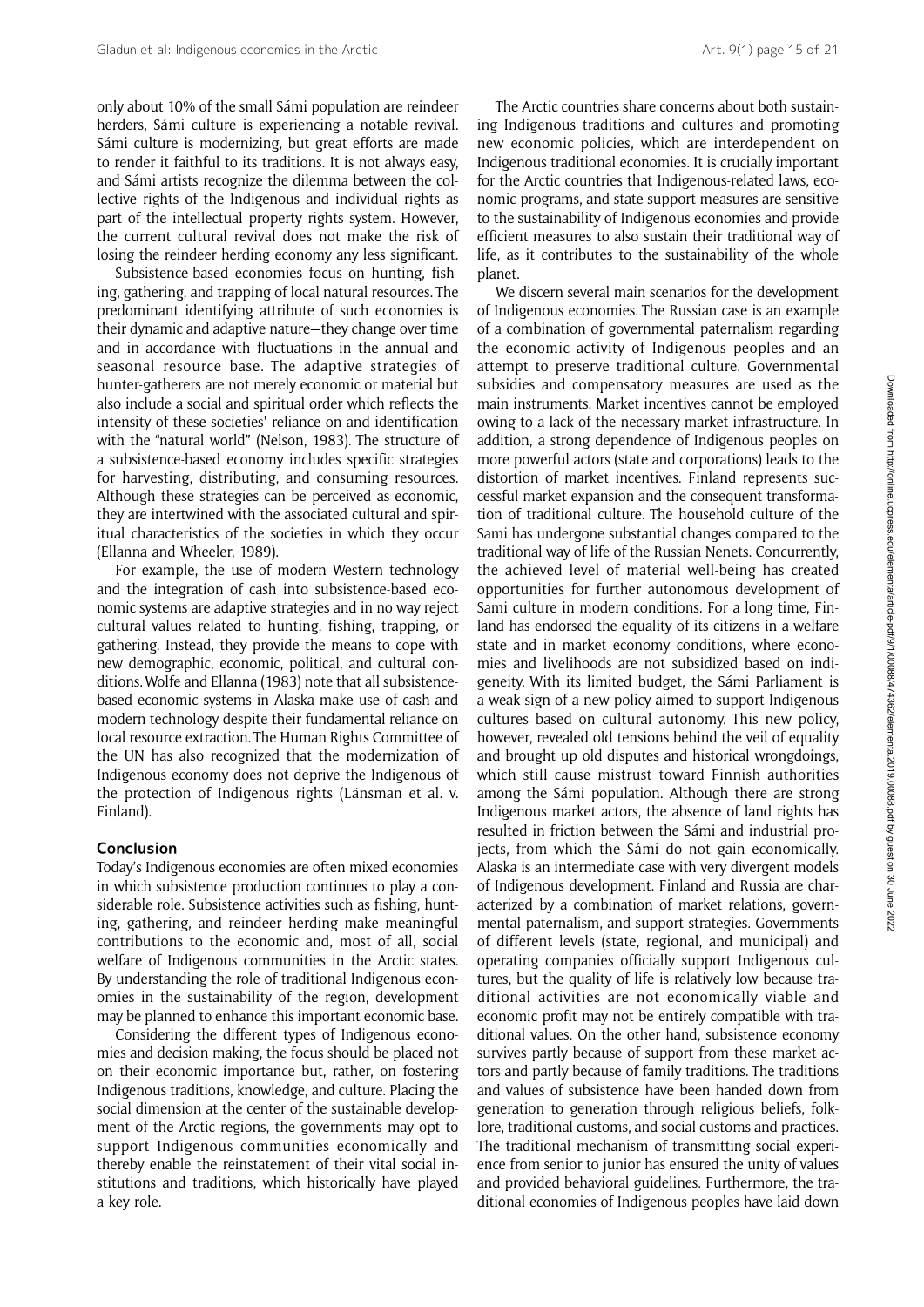only about 10% of the small Sámi population are reindeer herders, Sámi culture is experiencing a notable revival. Sámi culture is modernizing, but great efforts are made to render it faithful to its traditions. It is not always easy, and Sámi artists recognize the dilemma between the collective rights of the Indigenous and individual rights as part of the intellectual property rights system. However, the current cultural revival does not make the risk of losing the reindeer herding economy any less significant.

Subsistence-based economies focus on hunting, fishing, gathering, and trapping of local natural resources. The predominant identifying attribute of such economies is their dynamic and adaptive nature—they change over time and in accordance with fluctuations in the annual and seasonal resource base. The adaptive strategies of hunter-gatherers are not merely economic or material but also include a social and spiritual order which reflects the intensity of these societies' reliance on and identification with the "natural world" (Nelson, 1983). The structure of a subsistence-based economy includes specific strategies for harvesting, distributing, and consuming resources. Although these strategies can be perceived as economic, they are intertwined with the associated cultural and spiritual characteristics of the societies in which they occur (Ellanna and Wheeler, 1989).

For example, the use of modern Western technology and the integration of cash into subsistence-based economic systems are adaptive strategies and in no way reject cultural values related to hunting, fishing, trapping, or gathering. Instead, they provide the means to cope with new demographic, economic, political, and cultural conditions. Wolfe and Ellanna (1983) note that all subsistence-based economic systems in Alaska make use of cash and modern technology despite their fundamental reliance on local resource extraction. The Human Rights Committee of the UN has also recognized that the modernization of Indigenous economy does not deprive the Indigenous of the protection of Indigenous rights (Länsman et al. v. Finland).

## Conclusion

Today's Indigenous economies are often mixed economies in which subsistence production continues to play a considerable role. Subsistence activities such as fishing, hunting, gathering, and reindeer herding make meaningful contributions to the economic and, most of all, social welfare of Indigenous communities in the Arctic states. By understanding the role of traditional Indigenous economies in the sustainability of the region, development may be planned to enhance this important economic base.

Considering the different types of Indigenous economies and decision making, the focus should be placed not on their economic importance but, rather, on fostering Indigenous traditions, knowledge, and culture. Placing the social dimension at the center of the sustainable development of the Arctic regions, the governments may opt to support Indigenous communities economically and thereby enable the reinstatement of their vital social institutions and traditions, which historically have played a key role.

The Arctic countries share concerns about both sustaining Indigenous traditions and cultures and promoting new economic policies, which are interdependent on Indigenous traditional economies. It is crucially important for the Arctic countries that Indigenous-related laws, economic programs, and state support measures are sensitive to the sustainability of Indigenous economies and provide efficient measures to also sustain their traditional way of life, as it contributes to the sustainability of the whole planet.

We discern several main scenarios for the development of Indigenous economies. The Russian case is an example of a combination of governmental paternalism regarding the economic activity of Indigenous peoples and an attempt to preserve traditional culture. Governmental subsidies and compensatory measures are used as the main instruments. Market incentives cannot be employed owing to a lack of the necessary market infrastructure. In addition, a strong dependence of Indigenous peoples on more powerful actors (state and corporations) leads to the distortion of market incentives. Finland represents successful market expansion and the consequent transformation of traditional culture. The household culture of the Sami has undergone substantial changes compared to the traditional way of life of the Russian Nenets. Concurrently, the achieved level of material well-being has created opportunities for further autonomous development of Sami culture in modern conditions. For a long time, Finland has endorsed the equality of its citizens in a welfare state and in market economy conditions, where economies and livelihoods are not subsidized based on indigeneity. With its limited budget, the Sámi Parliament is a weak sign of a new policy aimed to support Indigenous cultures based on cultural autonomy. This new policy, however, revealed old tensions behind the veil of equality and brought up old disputes and historical wrongdoings, which still cause mistrust toward Finnish authorities among the Sámi population. Although there are strong Indigenous market actors, the absence of land rights has resulted in friction between the Sámi and industrial projects, from which the Sámi do not gain economically. Alaska is an intermediate case with very divergent models of Indigenous development. Finland and Russia are characterized by a combination of market relations, governmental paternalism, and support strategies. Governments of different levels (state, regional, and municipal) and operating companies officially support Indigenous cultures, but the quality of life is relatively low because traditional activities are not economically viable and economic profit may not be entirely compatible with traditional values. On the other hand, subsistence economy survives partly because of support from these market actors and partly because of family traditions. The traditions and values of subsistence have been handed down from generation to generation through religious beliefs, folklore, traditional customs, and social customs and practices. The traditional mechanism of transmitting social experience from senior to junior has ensured the unity of values and provided behavioral guidelines. Furthermore, the traditional economies of Indigenous peoples have laid down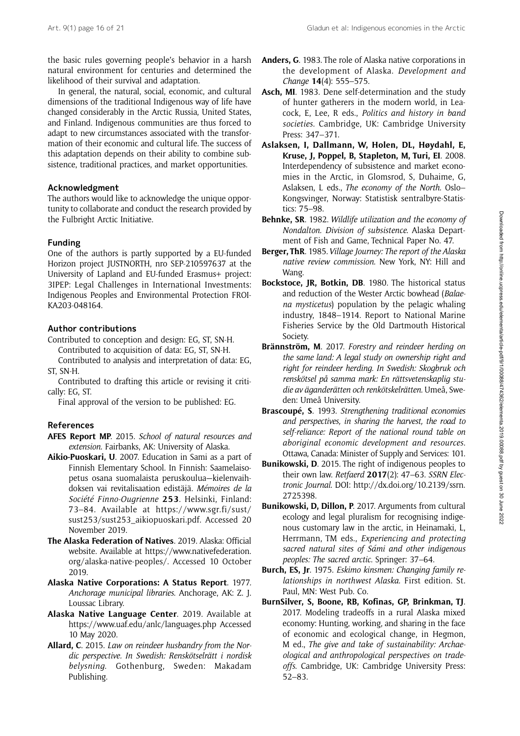the basic rules governing people's behavior in a harsh natural environment for centuries and determined the likelihood of their survival and adaptation.

In general, the natural, social, economic, and cultural dimensions of the traditional Indigenous way of life have changed considerably in the Arctic Russia, United States, and Finland. Indigenous communities are thus forced to adapt to new circumstances associated with the transformation of their economic and cultural life. The success of this adaptation depends on their ability to combine subsistence, traditional practices, and market opportunities.

## Acknowledgment

The authors would like to acknowledge the unique opportunity to collaborate and conduct the research provided by the Fulbright Arctic Initiative.

## Funding

One of the authors is partly supported by a EU-funded Horizon project JUSTNORTH, nro SEP-210597637 at the University of Lapland and EU-funded Erasmus+ project: 3IPEP: Legal Challenges in International Investments: Indigenous Peoples and Environmental Protection FROI-KA203-048164.

## Author contributions

Contributed to conception and design: EG, ST, SN-H.

Contributed to acquisition of data: EG, ST, SN-H.

Contributed to analysis and interpretation of data: EG, ST, SN-H.

Contributed to drafting this article or revising it critically: EG, ST.

Final approval of the version to be published: EG.

## References

**AFES Report MP**. 2015. *School of natural resources and extension*. Fairbanks, AK: University of Alaska.

**Aikio-Puoskari, U**. 2007. Education in Sami as a part of Finnish Elementary School. In Finnish: Saamelaisopetus osana suomalaista peruskoulua—kielenvaihdoksen vai revitalisaation edistäjä. *Mémoires de la Société Finno-Ougrienne* **253**. Helsinki, Finland: 73–84. Available at https://www.sgr.fi/sust/sust253/sust253_aikiopuoskari.pdf. Accessed 20 November 2019.

**The Alaska Federation of Natives**. 2019. Alaska: Official website. Available at https://www.nativefederation.org/alaska-native-peoples/. Accessed 10 October 2019.

**Alaska Native Corporations: A Status Report**. 1977. *Anchorage municipal libraries*. Anchorage, AK: Z. J. Loussac Library.

**Alaska Native Language Center**. 2019. Available at https://www.uaf.edu/anlc/languages.php Accessed 10 May 2020.

**Allard, C**. 2015. *Law on reindeer husbandry from the Nordic perspective. In Swedish: Renskötselrätt i nordisk belysning*. Gothenburg, Sweden: Makadam Publishing.

**Anders, G**. 1983. The role of Alaska native corporations in the development of Alaska. *Development and Change* **14**(4): 555–575.

**Asch, MI**. 1983. Dene self-determination and the study of hunter gatherers in the modern world, in Leacock, E, Lee, R eds., *Politics and history in band societies*. Cambridge, UK: Cambridge University Press: 347–371.

**Aslaksen, I, Dallmann, W, Holen, DL, Høydahl, E, Kruse, J, Poppel, B, Stapleton, M, Turi, EI**. 2008. Interdependency of subsistence and market economies in the Arctic, in Glomsrod, S, Duhaime, G, Aslaksen, L eds., *The economy of the North*. Oslo–Kongsvinger, Norway: Statistisk sentralbyre-Statistics: 75–98.

**Behnke, SR**. 1982. *Wildlife utilization and the economy of Nondalton. Division of subsistence*. Alaska Department of Fish and Game, Technical Paper No. 47.

**Berger, ThR**. 1985. *Village Journey: The report of the Alaska native review commission*. New York, NY: Hill and Wang.

**Bockstoce, JR, Botkin, DB**. 1980. The historical status and reduction of the Wester Arctic bowhead (*Balaena mysticetus*) population by the pelagic whaling industry, 1848–1914. Report to National Marine Fisheries Service by the Old Dartmouth Historical Society.

**Brännström, M**. 2017. *Forestry and reindeer herding on the same land: A legal study on ownership right and right for reindeer herding. In Swedish: Skogbruk och renskötsel på samma mark: En rättsvetenskaplig studie av äganderätten och renkötskelrätten*. Umeå, Sweden: Umeå University.

**Brascoupé, S**. 1993. *Strengthening traditional economies and perspectives, in sharing the harvest, the road to self-reliance: Report of the national round table on aboriginal economic development and resources*. Ottawa, Canada: Minister of Supply and Services: 101.

**Bunikowski, D**. 2015. The right of indigenous peoples to their own law. *Retfaerd* **2017**(2): 47–63. *SSRN Electronic Journal*. DOI: http://dx.doi.org/10.2139/ssrn.2725398.

**Bunikowski, D, Dillon, P**. 2017. Arguments from cultural ecology and legal pluralism for recognising indigenous customary law in the arctic, in Heinamaki, L, Herrmann, TM eds., *Experiencing and protecting sacred natural sites of Sámi and other indigenous peoples: The sacred arctic*. Springer: 37–64.

**Burch, ES, Jr**. 1975. *Eskimo kinsmen: Changing family relationships in northwest Alaska*. First edition. St. Paul, MN: West Pub. Co.

**BurnSilver, S, Boone, RB, Kofinas, GP, Brinkman, TJ**. 2017. Modeling tradeoffs in a rural Alaska mixed economy: Hunting, working, and sharing in the face of economic and ecological change, in Hegmon, M ed., *The give and take of sustainability: Archaeological and anthropological perspectives on tradeoffs*. Cambridge, UK: Cambridge University Press: 52–83.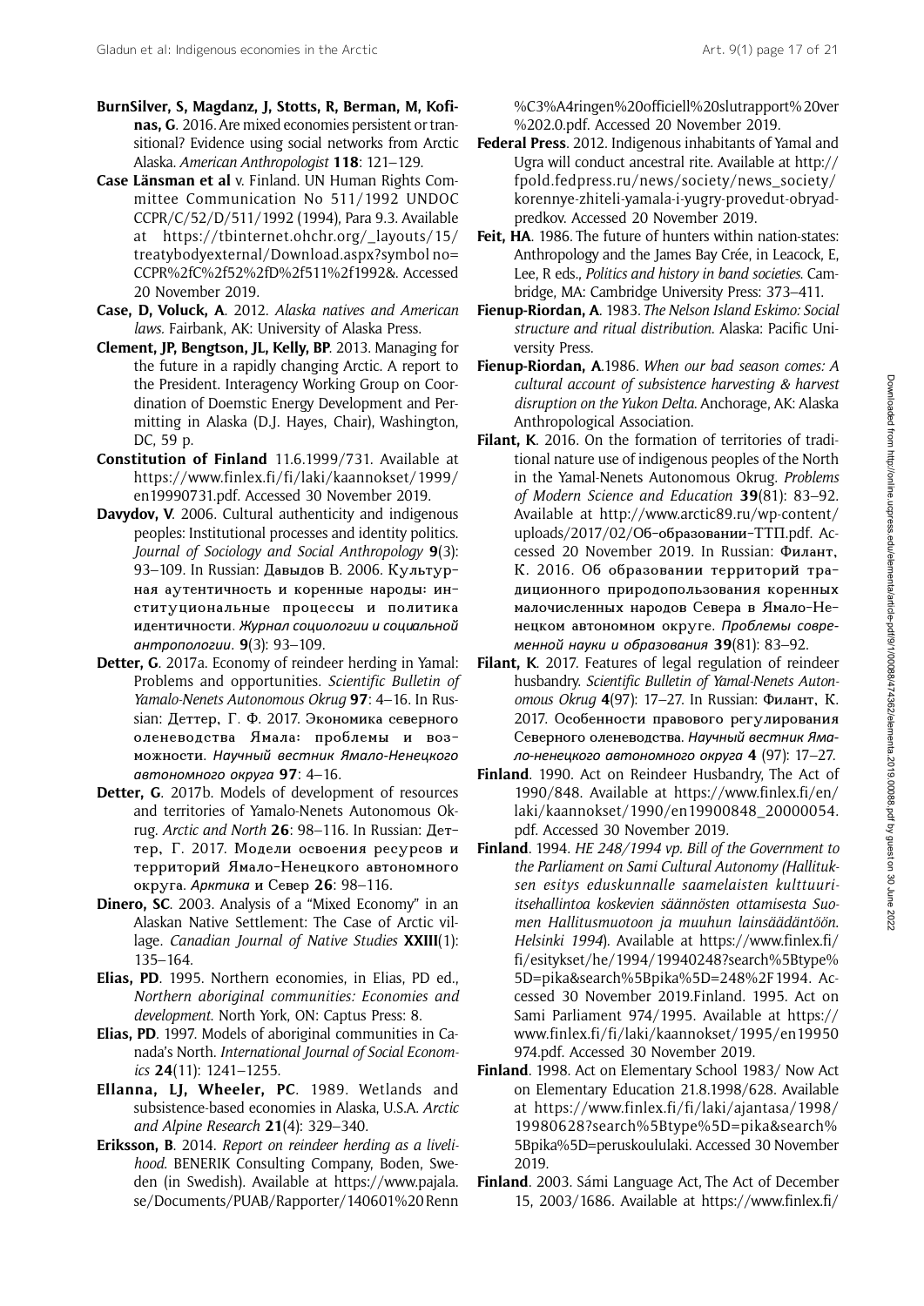**BurnSilver, S, Magdanz, J, Stotts, R, Berman, M, Kofinas, G**. 2016. Are mixed economies persistent or transitional? Evidence using social networks from Arctic Alaska. *American Anthropologist* **118**: 121–129.

**Case Länsman et al** v. Finland. UN Human Rights Committee Communication No 511/1992 UNDOC CCPR/C/52/D/511/1992 (1994), Para 9.3. Available at https://tbinternet.ohchr.org/_layouts/15/treatybodyexternal/Download.aspx?symbol no=CCPR%2fC%2f52%2fD%2f511%2f1992&. Accessed 20 November 2019.

**Case, D, Voluck, A**. 2012. *Alaska natives and American laws.* Fairbank, AK: University of Alaska Press.

**Clement, JP, Bengtson, JL, Kelly, BP**. 2013. Managing for the future in a rapidly changing Arctic. A report to the President. Interagency Working Group on Coordination of Doemstic Energy Development and Permitting in Alaska (D.J. Hayes, Chair), Washington, DC, 59 p.

**Constitution of Finland** 11.6.1999/731. Available at https://www.finlex.fi/fi/laki/kaannokset/1999/en19990731.pdf. Accessed 30 November 2019.

**Davydov, V**. 2006. Cultural authenticity and indigenous peoples: Institutional processes and identity politics. *Journal of Sociology and Social Anthropology* **9**(3): 93–109. In Russian: Давыдов В. 2006. Культурная аутентичность и коренные народы: институциональные процессы и политика идентичности. *Журнал социологии и социальной антропологии*. **9**(3): 93–109.

**Detter, G**. 2017a. Economy of reindeer herding in Yamal: Problems and opportunities. *Scientific Bulletin of Yamalo-Nenets Autonomous Okrug* **97**: 4–16. In Russian: Деттер, Г. Ф. 2017. Экономика северного оленеводства Ямала: проблемы и возможности. *Научный вестник Ямало-Ненецкого автономного округа* **97**: 4–16.

**Detter, G**. 2017b. Models of development of resources and territories of Yamalo-Nenets Autonomous Okrug. *Arctic and North* **26**: 98–116. In Russian: Деттер, Г. 2017. Модели освоения ресурсов и территорий Ямало-Ненецкого автономного округа. *Арктика* и Север **26**: 98–116.

**Dinero, SC**. 2003. Analysis of a "Mixed Economy" in an Alaskan Native Settlement: The Case of Arctic village. *Canadian Journal of Native Studies* **XXIII**(1): 135–164.

**Elias, PD**. 1995. Northern economies, in Elias, PD ed., *Northern aboriginal communities: Economies and development.* North York, ON: Captus Press: 8.

**Elias, PD**. 1997. Models of aboriginal communities in Canada's North. *International Journal of Social Economics* **24**(11): 1241–1255.

**Ellanna, LJ, Wheeler, PC**. 1989. Wetlands and subsistence-based economies in Alaska, U.S.A. *Arctic and Alpine Research* **21**(4): 329–340.

**Eriksson, B**. 2014. *Report on reindeer herding as a livelihood.* BENERIK Consulting Company, Boden, Sweden (in Swedish). Available at https://www.pajala.se/Documents/PUAB/Rapporter/140601%20Renn%C3%A4ringen%20officiell%20slutrapport%20ver%202.0.pdf. Accessed 20 November 2019.

**Federal Press**. 2012. Indigenous inhabitants of Yamal and Ugra will conduct ancestral rite. Available at http://fpold.fedpress.ru/news/society/news_society/korennye-zhiteli-yamala-i-yugry-provedut-obryad-predkov. Accessed 20 November 2019.

**Feit, HA**. 1986. The future of hunters within nation-states: Anthropology and the James Bay Crée, in Leacock, E, Lee, R eds., *Politics and history in band societies.* Cambridge, MA: Cambridge University Press: 373–411.

**Fienup-Riordan, A**. 1983. *The Nelson Island Eskimo: Social structure and ritual distribution.* Alaska: Pacific University Press.

**Fienup-Riordan, A**.1986. *When our bad season comes: A cultural account of subsistence harvesting & harvest disruption on the Yukon Delta.* Anchorage, AK: Alaska Anthropological Association.

**Filant, K**. 2016. On the formation of territories of traditional nature use of indigenous peoples of the North in the Yamal-Nenets Autonomous Okrug. *Problems of Modern Science and Education* **39**(81): 83–92. Available at http://www.arctic89.ru/wp-content/uploads/2017/02/Об-образовании-ТТП.pdf. Accessed 20 November 2019. In Russian: Филант, К. 2016. Об образовании территорий традиционного природопользования коренных малочисленных народов Севера в Ямало-Ненецком автономном округе. *Проблемы современной науки и образования* **39**(81): 83–92.

**Filant, K**. 2017. Features of legal regulation of reindeer husbandry. *Scientific Bulletin of Yamal-Nenets Autonomous Okrug* **4**(97): 17–27. In Russian: Филант, К. 2017. Особенности правового регулирования Северного оленеводства. *Научный вестник Ямало-ненецкого автономного округа* **4** (97): 17–27.

**Finland**. 1990. Act on Reindeer Husbandry, The Act of 1990/848. Available at https://www.finlex.fi/en/laki/kaannokset/1990/en19900848_20000054.pdf. Accessed 30 November 2019.

**Finland**. 1994. *HE 248/1994 vp. Bill of the Government to the Parliament on Sami Cultural Autonomy (Hallituksen esitys eduskunnalle saamelaisten kulttuuri­itsehallintoa koskevien säännösten ottamisesta Suomen Hallitusmuotoon ja muuhun lainsäädäntöön. Helsinki 1994*). Available at https://www.finlex.fi/fi/esitykset/he/1994/19940248?search%5Btype%5D=pika&search%5Bpika%5D=248%2F1994. Accessed 30 November 2019.Finland. 1995. Act on Sami Parliament 974/1995. Available at https://www.finlex.fi/fi/laki/kaannokset/1995/en19950974.pdf. Accessed 30 November 2019.

**Finland**. 1998. Act on Elementary School 1983/ Now Act on Elementary Education 21.8.1998/628. Available at https://www.finlex.fi/fi/laki/ajantasa/1998/19980628?search%5Btype%5D=pika&search%5Bpika%5D=peruskoululaki. Accessed 30 November 2019.

**Finland**. 2003. Sámi Language Act, The Act of December 15, 2003/1686. Available at https://www.finlex.fi/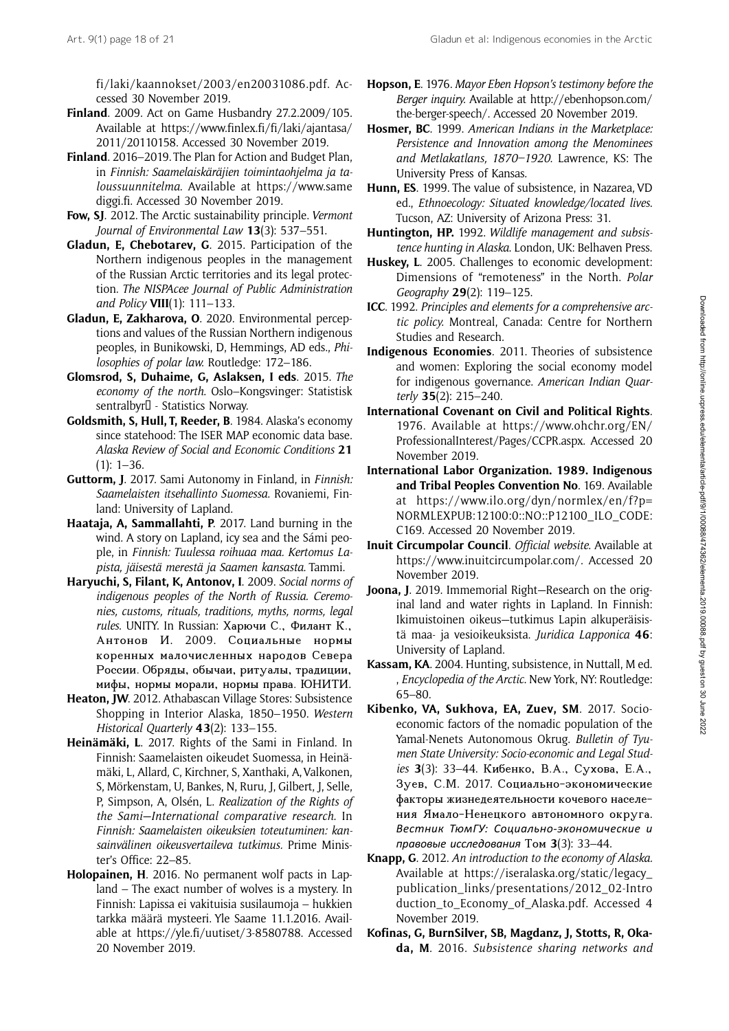fi/laki/kaannokset/2003/en20031086.pdf. Accessed 30 November 2019.

**Finland**. 2009. Act on Game Husbandry 27.2.2009/105. Available at https://www.finlex.fi/fi/laki/ajantasa/2011/20110158. Accessed 30 November 2019.

**Finland**. 2016–2019. The Plan for Action and Budget Plan, in *Finnish: Saamelaiskäräjien toimintaohjelma ja taloussuunnitelma*. Available at https://www.samediggi.fi. Accessed 30 November 2019.

**Fow, SJ**. 2012. The Arctic sustainability principle. *Vermont Journal of Environmental Law* **13**(3): 537–551.

**Gladun, E, Chebotarev, G**. 2015. Participation of the Northern indigenous peoples in the management of the Russian Arctic territories and its legal protection. *The NISPAcee Journal of Public Administration and Policy* **VIII**(1): 111–133.

**Gladun, E, Zakharova, O**. 2020. Environmental perceptions and values of the Russian Northern indigenous peoples, in Bunikowski, D, Hemmings, AD eds., *Philosophies of polar law*. Routledge: 172–186.

**Glomsrod, S, Duhaime, G, Aslaksen, I eds**. 2015. *The economy of the north*. Oslo–Kongsvinger: Statistisk sentralbyr - Statistics Norway.

**Goldsmith, S, Hull, T, Reeder, B**. 1984. Alaska's economy since statehood: The ISER MAP economic data base. *Alaska Review of Social and Economic Conditions* **21** (1): 1–36.

**Guttorm, J**. 2017. Sami Autonomy in Finland, in *Finnish: Saamelaisten itsehallinto Suomessa*. Rovaniemi, Finland: University of Lapland.

**Haataja, A, Sammallahti, P**. 2017. Land burning in the wind. A story on Lapland, icy sea and the Sámi people, in *Finnish: Tuulessa roihuaa maa. Kertomus Lapista, jäisestä merestä ja Saamen kansasta*. Tammi.

**Haryuchi, S, Filant, K, Antonov, I**. 2009. *Social norms of indigenous peoples of the North of Russia. Ceremonies, customs, rituals, traditions, myths, norms, legal rules*. UNITY. In Russian: Харючи С., Филант К., Антонов И. 2009. **Социальные нормы коренных малочисленных народов Севера России. Обряды, обычаи, ритуалы, традиции, мифы, нормы морали, нормы права**. ЮНИТИ.

**Heaton, JW**. 2012. Athabascan Village Stores: Subsistence Shopping in Interior Alaska, 1850–1950. *Western Historical Quarterly* **43**(2): 133–155.

**Heinämäki, L**. 2017. Rights of the Sami in Finland. In Finnish: Saamelaisten oikeudet Suomessa, in Heinämäki, L, Allard, C, Kirchner, S, Xanthaki, A, Valkonen, S, Mörkenstam, U, Bankes, N, Ruru, J, Gilbert, J, Selle, P, Simpson, A, Olsén, L. *Realization of the Rights of the Sami—International comparative research*. In *Finnish: Saamelaisten oikeuksien toteutuminen: kansainvälinen oikeusvertaileva tutkimus*. Prime Minister's Office: 22–85.

**Holopainen, H**. 2016. No permanent wolf pacts in Lapland – The exact number of wolves is a mystery. In Finnish: Lapissa ei vakituisia susilaumoja – hukkien tarkka määrä mysteeri. Yle Saame 11.1.2016. Available at https://yle.fi/uutiset/3-8580788. Accessed 20 November 2019.

**Hopson, E**. 1976. *Mayor Eben Hopson's testimony before the Berger inquiry*. Available at http://ebenhopson.com/the-berger-speech/. Accessed 20 November 2019.

**Hosmer, BC**. 1999. *American Indians in the Marketplace: Persistence and Innovation among the Menominees and Metlakatlans, 1870–1920*. Lawrence, KS: The University Press of Kansas.

**Hunn, ES**. 1999. The value of subsistence, in Nazarea, VD ed., *Ethnoecology: Situated knowledge/located lives*. Tucson, AZ: University of Arizona Press: 31.

**Huntington, HP.** 1992. *Wildlife management and subsistence hunting in Alaska*. London, UK: Belhaven Press.

**Huskey, L**. 2005. Challenges to economic development: Dimensions of "remoteness" in the North. *Polar Geography* **29**(2): 119–125.

**ICC**. 1992. *Principles and elements for a comprehensive arctic policy*. Montreal, Canada: Centre for Northern Studies and Research.

**Indigenous Economies**. 2011. Theories of subsistence and women: Exploring the social economy model for indigenous governance. *American Indian Quarterly* **35**(2): 215–240.

**International Covenant on Civil and Political Rights**. 1976. Available at https://www.ohchr.org/EN/ProfessionalInterest/Pages/CCPR.aspx. Accessed 20 November 2019.

**International Labor Organization. 1989. Indigenous and Tribal Peoples Convention No**. 169. Available at https://www.ilo.org/dyn/normlex/en/f?p=NORMLEXPUB:12100:0::NO::P12100_ILO_CODE:C169. Accessed 20 November 2019.

**Inuit Circumpolar Council**. *Official website*. Available at https://www.inuitcircumpolar.com/. Accessed 20 November 2019.

**Joona, J**. 2019. Immemorial Right—Research on the original land and water rights in Lapland. In Finnish: Ikimuistoinen oikeus—tutkimus Lapin alkuperäisistä maa- ja vesioikeuksista. *Juridica Lapponica* **46**: University of Lapland.

**Kassam, KA**. 2004. Hunting, subsistence, in Nuttall, M ed. , *Encyclopedia of the Arctic*. New York, NY: Routledge: 65–80.

**Kibenko, VA, Sukhova, EA, Zuev, SM**. 2017. Socio-economic factors of the nomadic population of the Yamal-Nenets Autonomous Okrug. *Bulletin of Tyumen State University: Socio-economic and Legal Studies* **3**(3): 33–44. Кибенко, В.А., Сухова, Е.А., Зуев, С.М. 2017. Социально-экономические факторы жизнедеятельности кочевого населения Ямало-Ненецкого автономного округа. *Вестник ТюмГУ: Социально-экономические и правовые исследования* Том **3**(3): 33–44.

**Knapp, G**. 2012. *An introduction to the economy of Alaska*. Available at https://iseralaska.org/static/legacy_publication_links/presentations/2012_02-Introduction_to_Economy_of_Alaska.pdf. Accessed 4 November 2019.

**Kofinas, G, BurnSilver, SB, Magdanz, J, Stotts, R, Okada, M**. 2016. *Subsistence sharing networks and*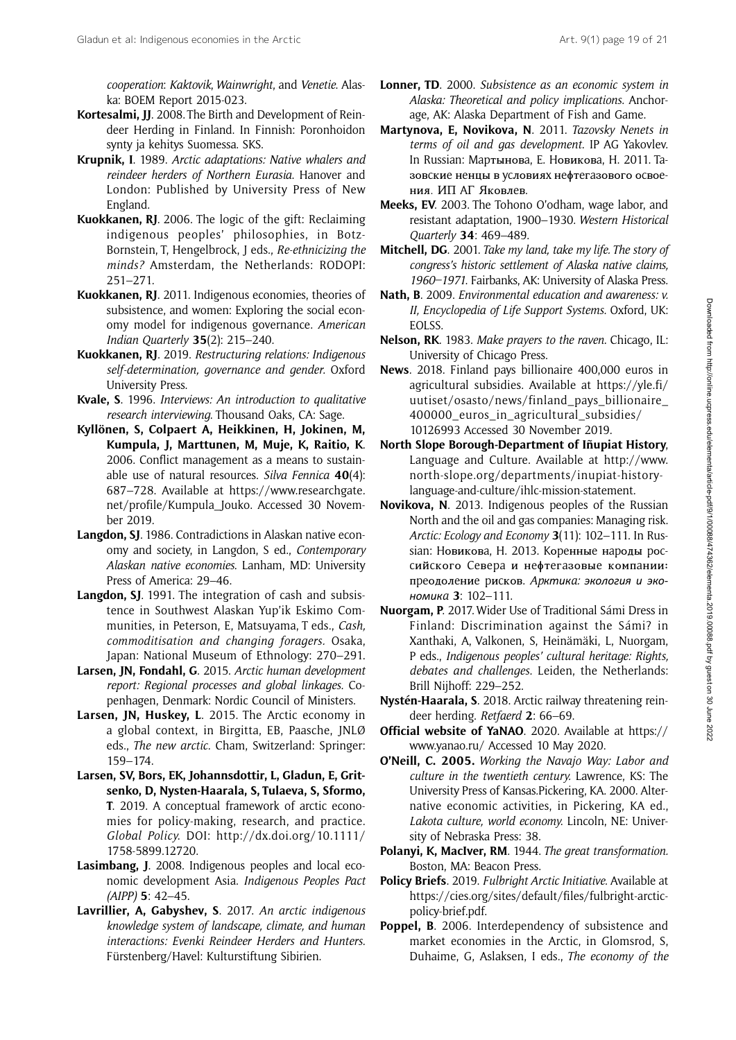*cooperation: Kaktovik, Wainwright, and Venetie*. Alaska: BOEM Report 2015-023.

**Kortesalmi, JJ**. 2008. The Birth and Development of Reindeer Herding in Finland. In Finnish: Poronhoidon synty ja kehitys Suomessa. SKS.

**Krupnik, I**. 1989. *Arctic adaptations: Native whalers and reindeer herders of Northern Eurasia*. Hanover and London: Published by University Press of New England.

**Kuokkanen, RJ**. 2006. The logic of the gift: Reclaiming indigenous peoples' philosophies, in Botz-Bornstein, T, Hengelbrock, J eds., *Re-ethnicizing the minds?* Amsterdam, the Netherlands: RODOPI: 251–271.

**Kuokkanen, RJ**. 2011. Indigenous economies, theories of subsistence, and women: Exploring the social economy model for indigenous governance. *American Indian Quarterly* **35**(2): 215–240.

**Kuokkanen, RJ**. 2019. *Restructuring relations: Indigenous self-determination, governance and gender*. Oxford University Press.

**Kvale, S**. 1996. *Interviews: An introduction to qualitative research interviewing*. Thousand Oaks, CA: Sage.

**Kyllönen, S, Colpaert A, Heikkinen, H, Jokinen, M, Kumpula, J, Marttunen, M, Muje, K, Raitio, K**. 2006. Conflict management as a means to sustainable use of natural resources. *Silva Fennica* **40**(4): 687–728. Available at https://www.researchgate.net/profile/Kumpula_Jouko. Accessed 30 November 2019.

**Langdon, SJ**. 1986. Contradictions in Alaskan native economy and society, in Langdon, S ed., *Contemporary Alaskan native economies*. Lanham, MD: University Press of America: 29–46.

**Langdon, SJ**. 1991. The integration of cash and subsistence in Southwest Alaskan Yup'ik Eskimo Communities, in Peterson, E, Matsuyama, T eds., *Cash, commoditisation and changing foragers*. Osaka, Japan: National Museum of Ethnology: 270–291.

**Larsen, JN, Fondahl, G**. 2015. *Arctic human development report: Regional processes and global linkages*. Copenhagen, Denmark: Nordic Council of Ministers.

**Larsen, JN, Huskey, L**. 2015. The Arctic economy in a global context, in Birgitta, EB, Paasche, JNLØ eds., *The new arctic*. Cham, Switzerland: Springer: 159–174.

**Larsen, SV, Bors, EK, Johannsdottir, L, Gladun, E, Gritsenko, D, Nysten-Haarala, S, Tulaeva, S, Sformo, T**. 2019. A conceptual framework of arctic economies for policy-making, research, and practice. *Global Policy*. DOI: http://dx.doi.org/10.1111/1758-5899.12720.

**Lasimbang, J**. 2008. Indigenous peoples and local economic development Asia. *Indigenous Peoples Pact (AIPP)* **5**: 42–45.

**Lavrillier, A, Gabyshev, S**. 2017. *An arctic indigenous knowledge system of landscape, climate, and human interactions: Evenki Reindeer Herders and Hunters*. Fürstenberg/Havel: Kulturstiftung Sibirien.

**Lonner, TD**. 2000. *Subsistence as an economic system in Alaska: Theoretical and policy implications*. Anchorage, AK: Alaska Department of Fish and Game.

**Martynova, E, Novikova, N**. 2011. *Tazovsky Nenets in terms of oil and gas development*. IP AG Yakovlev. In Russian: Мартынова, Е. Новикова, Н. 2011. Тазовские ненцы в условиях нефтегазового освоения. ИП АГ Яковлев.

**Meeks, EV**. 2003. The Tohono O'odham, wage labor, and resistant adaptation, 1900–1930. *Western Historical Quarterly* **34**: 469–489.

**Mitchell, DG**. 2001. *Take my land, take my life. The story of congress's historic settlement of Alaska native claims, 1960–1971*. Fairbanks, AK: University of Alaska Press.

**Nath, B**. 2009. *Environmental education and awareness: v. II, Encyclopedia of Life Support Systems*. Oxford, UK: EOLSS.

**Nelson, RK**. 1983. *Make prayers to the raven*. Chicago, IL: University of Chicago Press.

**News**. 2018. Finland pays billionaire 400,000 euros in agricultural subsidies. Available at https://yle.fi/uutiset/osasto/news/finland_pays_billionaire_400000_euros_in_agricultural_subsidies/10126993 Accessed 30 November 2019.

**North Slope Borough-Department of Iñupiat History**, Language and Culture. Available at http://www.north-slope.org/departments/inupiat-history-language-and-culture/ihlc-mission-statement.

**Novikova, N**. 2013. Indigenous peoples of the Russian North and the oil and gas companies: Managing risk. *Arctic: Ecology and Economy* **3**(11): 102–111. In Russian: Новикова, Н. 2013. Коренные народы российского Севера и нефтегазовые компании: преодоление рисков. *Арктика: экология и экономика* **3**: 102–111.

**Nuorgam, P**. 2017. Wider Use of Traditional Sámi Dress in Finland: Discrimination against the Sámi? in Xanthaki, A, Valkonen, S, Heinämäki, L, Nuorgam, P eds., *Indigenous peoples' cultural heritage: Rights, debates and challenges*. Leiden, the Netherlands: Brill Nijhoff: 229–252.

**Nystén-Haarala, S**. 2018. Arctic railway threatening reindeer herding. *Retfaerd* **2**: 66–69.

**Official website of YaNAO**. 2020. Available at https://www.yanao.ru/ Accessed 10 May 2020.

**O'Neill, C. 2005.** *Working the Navajo Way: Labor and culture in the twentieth century*. Lawrence, KS: The University Press of Kansas.Pickering, KA. 2000. Alternative economic activities, in Pickering, KA ed., *Lakota culture, world economy*. Lincoln, NE: University of Nebraska Press: 38.

**Polanyi, K, MacIver, RM**. 1944. *The great transformation*. Boston, MA: Beacon Press.

**Policy Briefs**. 2019. *Fulbright Arctic Initiative*. Available at https://cies.org/sites/default/files/fulbright-arctic-policy-brief.pdf.

**Poppel, B**. 2006. Interdependency of subsistence and market economies in the Arctic, in Glomsrod, S, Duhaime, G, Aslaksen, I eds., *The economy of the*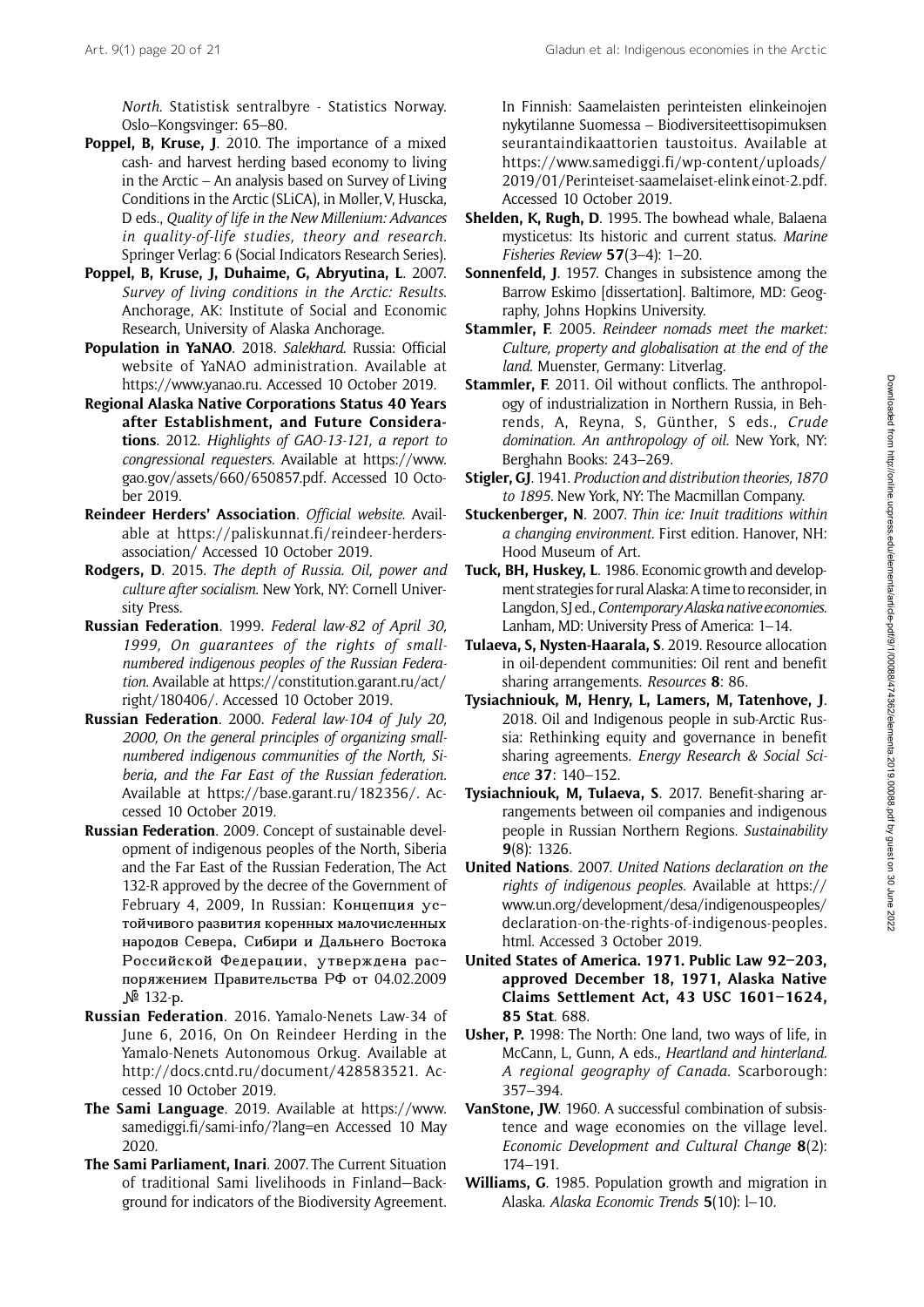*North*. Statistisk sentralbyre - Statistics Norway. Oslo–Kongsvinger: 65–80.

**Poppel, B, Kruse, J**. 2010. The importance of a mixed cash- and harvest herding based economy to living in the Arctic – An analysis based on Survey of Living Conditions in the Arctic (SLiCA), in Møller, V, Huscka, D eds., *Quality of life in the New Millenium: Advances in quality-of-life studies, theory and research*. Springer Verlag: 6 (Social Indicators Research Series).

**Poppel, B, Kruse, J, Duhaime, G, Abryutina, L**. 2007. *Survey of living conditions in the Arctic: Results*. Anchorage, AK: Institute of Social and Economic Research, University of Alaska Anchorage.

**Population in YaNAO**. 2018. *Salekhard*. Russia: Official website of YaNAO administration. Available at https://www.yanao.ru. Accessed 10 October 2019.

**Regional Alaska Native Corporations Status 40 Years after Establishment, and Future Considerations**. 2012. *Highlights of GAO-13-121, a report to congressional requesters*. Available at https://www.gao.gov/assets/660/650857.pdf. Accessed 10 October 2019.

**Reindeer Herders' Association**. *Official website*. Available at https://paliskunnat.fi/reindeer-herders-association/ Accessed 10 October 2019.

**Rodgers, D**. 2015. *The depth of Russia. Oil, power and culture after socialism*. New York, NY: Cornell University Press.

**Russian Federation**. 1999. *Federal law-82 of April 30, 1999, On guarantees of the rights of small-numbered indigenous peoples of the Russian Federation*. Available at https://constitution.garant.ru/act/right/180406/. Accessed 10 October 2019.

**Russian Federation**. 2000. *Federal law-104 of July 20, 2000, On the general principles of organizing small-numbered indigenous communities of the North, Siberia, and the Far East of the Russian federation*. Available at https://base.garant.ru/182356/. Accessed 10 October 2019.

**Russian Federation**. 2009. Concept of sustainable development of indigenous peoples of the North, Siberia and the Far East of the Russian Federation, The Act 132-R approved by the decree of the Government of February 4, 2009, In Russian: Концепция устойчивого развития коренных малочисленных народов Севера, Сибири и Дальнего Востока Российской Федерации, утверждена распоряжением Правительства РФ от 04.02.2009 № 132-р.

**Russian Federation**. 2016. Yamalo-Nenets Law-34 of June 6, 2016, On On Reindeer Herding in the Yamalo-Nenets Autonomous Orkug. Available at http://docs.cntd.ru/document/428583521. Accessed 10 October 2019.

**The Sami Language**. 2019. Available at https://www.samediggi.fi/sami-info/?lang=en Accessed 10 May 2020.

**The Sami Parliament, Inari**. 2007. The Current Situation of traditional Sami livelihoods in Finland—Background for indicators of the Biodiversity Agreement. In Finnish: Saamelaisten perinteisten elinkeinojen nykytilanne Suomessa – Biodiversiteettisopimuksen seurantaindikaattorien taustoitus. Available at https://www.samediggi.fi/wp-content/uploads/2019/01/Perinteiset-saamelaiset-elinkeinot-2.pdf. Accessed 10 October 2019.

**Shelden, K, Rugh, D**. 1995. The bowhead whale, Balaena mysticetus: Its historic and current status. *Marine Fisheries Review* **57**(3–4): 1–20.

**Sonnenfeld, J**. 1957. Changes in subsistence among the Barrow Eskimo [dissertation]. Baltimore, MD: Geography, Johns Hopkins University.

**Stammler, F**. 2005. *Reindeer nomads meet the market: Culture, property and globalisation at the end of the land*. Muenster, Germany: Litverlag.

**Stammler, F**. 2011. Oil without conflicts. The anthropology of industrialization in Northern Russia, in Behrends, A, Reyna, S, Günther, S eds., *Crude domination. An anthropology of oil*. New York, NY: Berghahn Books: 243–269.

**Stigler, GJ**. 1941. *Production and distribution theories, 1870 to 1895*. New York, NY: The Macmillan Company.

**Stuckenberger, N**. 2007. *Thin ice: Inuit traditions within a changing environment*. First edition. Hanover, NH: Hood Museum of Art.

**Tuck, BH, Huskey, L**. 1986. Economic growth and development strategies for rural Alaska: A time to reconsider, in Langdon, SJ ed., *Contemporary Alaska native economies*. Lanham, MD: University Press of America: 1–14.

**Tulaeva, S, Nysten-Haarala, S**. 2019. Resource allocation in oil-dependent communities: Oil rent and benefit sharing arrangements. *Resources* **8**: 86.

**Tysiachniouk, M, Henry, L, Lamers, M, Tatenhove, J**. 2018. Oil and Indigenous people in sub-Arctic Russia: Rethinking equity and governance in benefit sharing agreements. *Energy Research & Social Science* **37**: 140–152.

**Tysiachniouk, M, Tulaeva, S**. 2017. Benefit-sharing arrangements between oil companies and indigenous people in Russian Northern Regions. *Sustainability* **9**(8): 1326.

**United Nations**. 2007. *United Nations declaration on the rights of indigenous peoples*. Available at https://www.un.org/development/desa/indigenouspeoples/declaration-on-the-rights-of-indigenous-peoples.html. Accessed 3 October 2019.

**United States of America. 1971. Public Law 92–203, approved December 18, 1971, Alaska Native Claims Settlement Act, 43 USC 1601–1624, 85 Stat**. 688.

**Usher, P.** 1998: The North: One land, two ways of life, in McCann, L, Gunn, A eds., *Heartland and hinterland. A regional geography of Canada*. Scarborough: 357–394.

**VanStone, JW**. 1960. A successful combination of subsistence and wage economies on the village level. *Economic Development and Cultural Change* **8**(2): 174–191.

**Williams, G**. 1985. Population growth and migration in Alaska. *Alaska Economic Trends* **5**(10): l–10.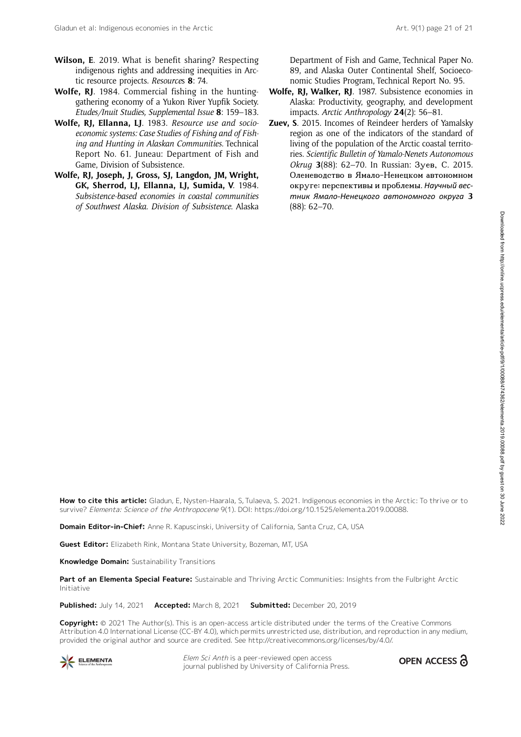**Wilson, E**. 2019. What is benefit sharing? Respecting indigenous rights and addressing inequities in Arctic resource projects. *Resources* **8**: 74.

**Wolfe, RJ**. 1984. Commercial fishing in the hunting-gathering economy of a Yukon River Yupfik Society. *Etudes/Inuit Studies, Supplemental Issue* **8**: 159–183.

**Wolfe, RJ, Ellanna, LJ**. 1983. *Resource use and socio-economic systems: Case Studies of Fishing and of Fishing and Hunting in Alaskan Communities.* Technical Report No. 61. Juneau: Department of Fish and Game, Division of Subsistence.

**Wolfe, RJ, Joseph, J, Gross, SJ, Langdon, JM, Wright, GK, Sherrod, LJ, Ellanna, LJ, Sumida, V**. 1984. *Subsistence-based economies in coastal communities of Southwest Alaska. Division of Subsistence.* Alaska Department of Fish and Game, Technical Paper No. 89, and Alaska Outer Continental Shelf, Socioeconomic Studies Program, Technical Report No. 95.

**Wolfe, RJ, Walker, RJ**. 1987. Subsistence economies in Alaska: Productivity, geography, and development impacts. *Arctic Anthropology* **24**(2): 56–81.

**Zuev, S**. 2015. Incomes of Reindeer herders of Yamalsky region as one of the indicators of the standard of living of the population of the Arctic coastal territories. *Scientific Bulletin of Yamalo-Nenets Autonomous Okrug* **3**(88): 62–70. In Russian: Зуев, С. 2015. Оленеводство в Ямало-Ненецком автономном округе: перспективы и проблемы. *Научный вестник Ямало-Ненецкого автономного округа* **3** (88): 62–70.

**How to cite this article:** Gladun, E, Nysten-Haarala, S, Tulaeva, S. 2021. Indigenous economies in the Arctic: To thrive or to survive? *Elementa: Science of the Anthropocene* 9(1). DOI: https://doi.org/10.1525/elementa.2019.00088.

**Domain Editor-in-Chief:** Anne R. Kapuscinski, University of California, Santa Cruz, CA, USA

**Guest Editor:** Elizabeth Rink, Montana State University, Bozeman, MT, USA

**Knowledge Domain:** Sustainability Transitions

**Part of an Elementa Special Feature:** Sustainable and Thriving Arctic Communities: Insights from the Fulbright Arctic Initiative

**Published:** July 14, 2021 **Accepted:** March 8, 2021 **Submitted:** December 20, 2019

**Copyright:** © 2021 The Author(s). This is an open-access article distributed under the terms of the Creative Commons Attribution 4.0 International License (CC-BY 4.0), which permits unrestricted use, distribution, and reproduction in any medium, provided the original author and source are credited. See http://creativecommons.org/licenses/by/4.0/.

*Elem Sci Anth* is a peer-reviewed open access journal published by University of California Press.

OPEN ACCESS